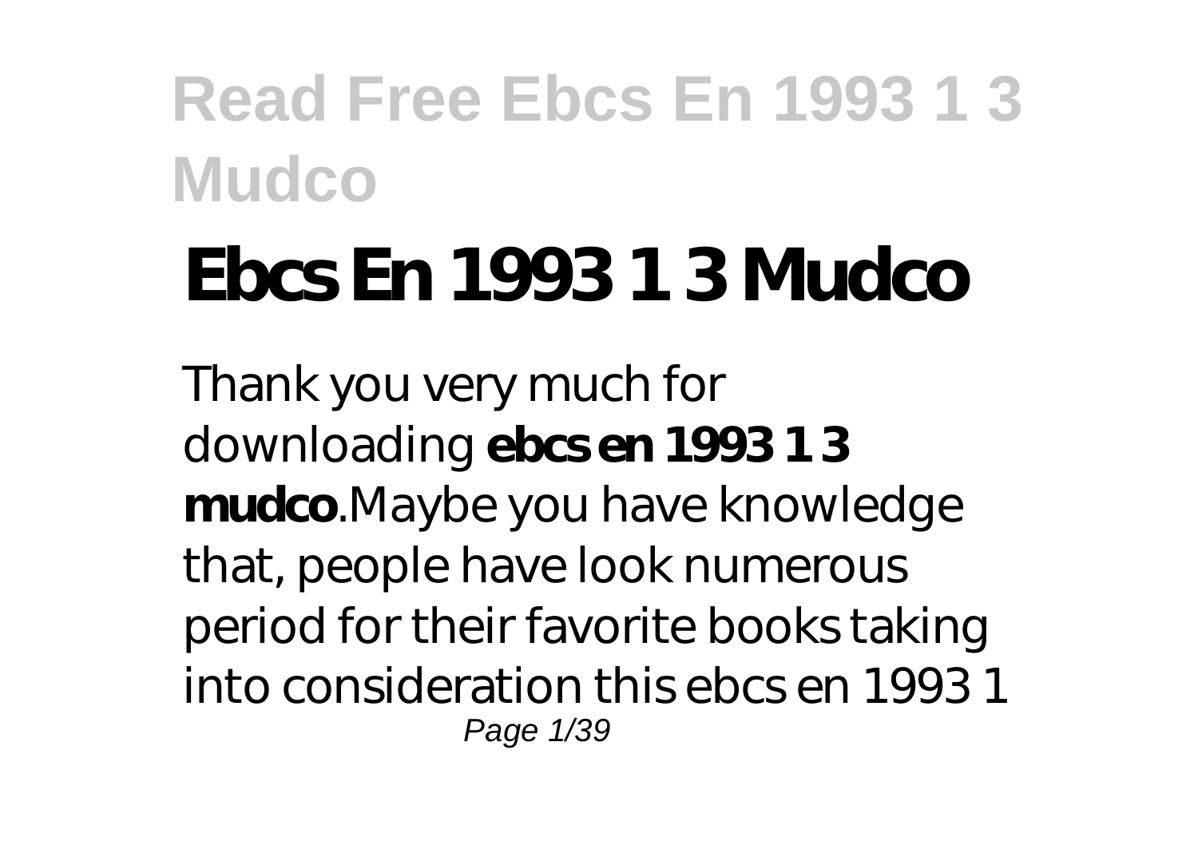# Ebcs En 1993 1 3 Mudco

Thank you very much for downloading **ebcs en 1993 1 3 mudco**.Maybe you have knowledge that, people have look numerous period for their favorite books taking into consideration this ebcs en 1993 1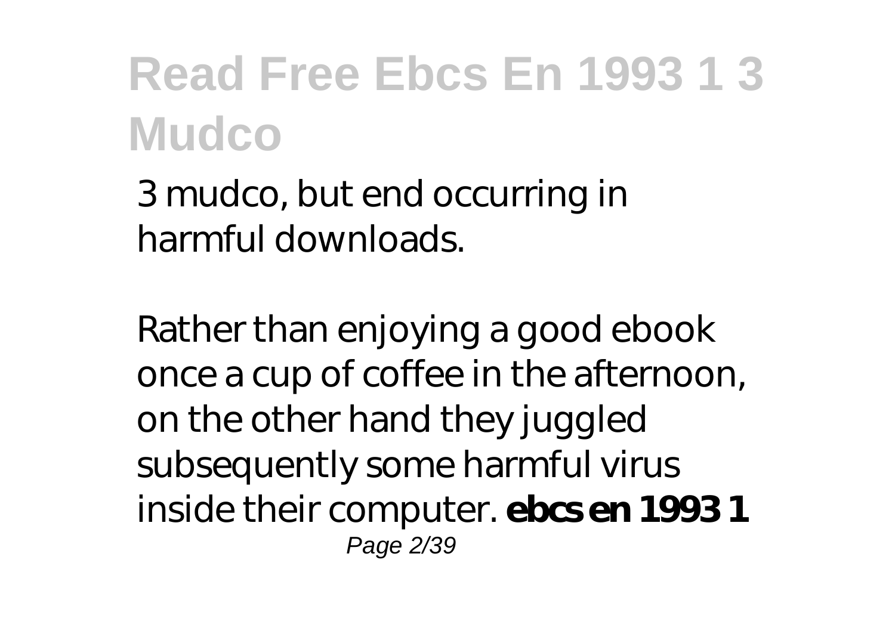3 mudco, but end occurring in harmful downloads.

Rather than enjoying a good ebook once a cup of coffee in the afternoon, on the other hand they juggled subsequently some harmful virus inside their computer. **ebcs en 1993 1**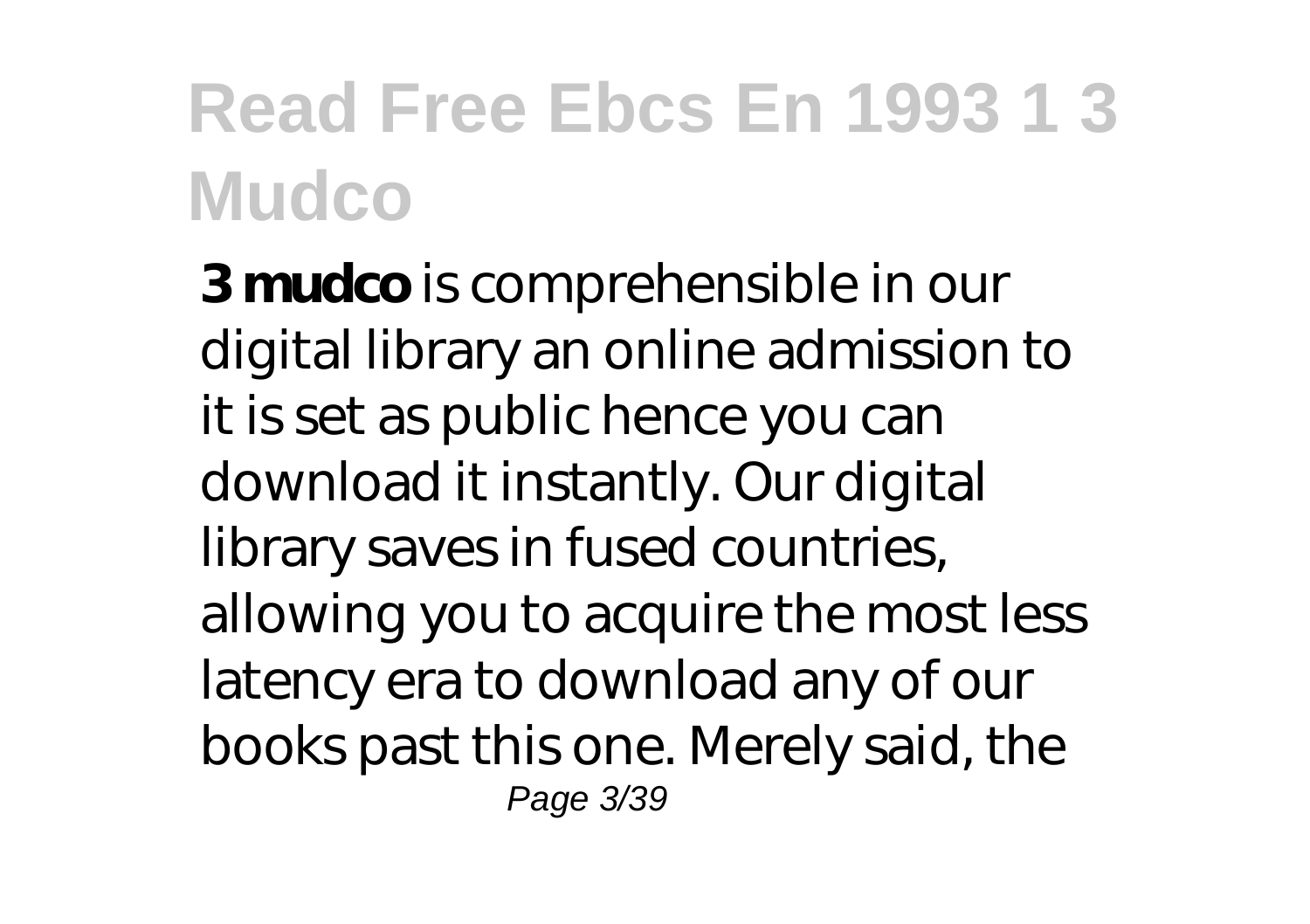**3 mudco** is comprehensible in our digital library an online admission to it is set as public hence you can download it instantly. Our digital library saves in fused countries, allowing you to acquire the most less latency era to download any of our books past this one. Merely said, the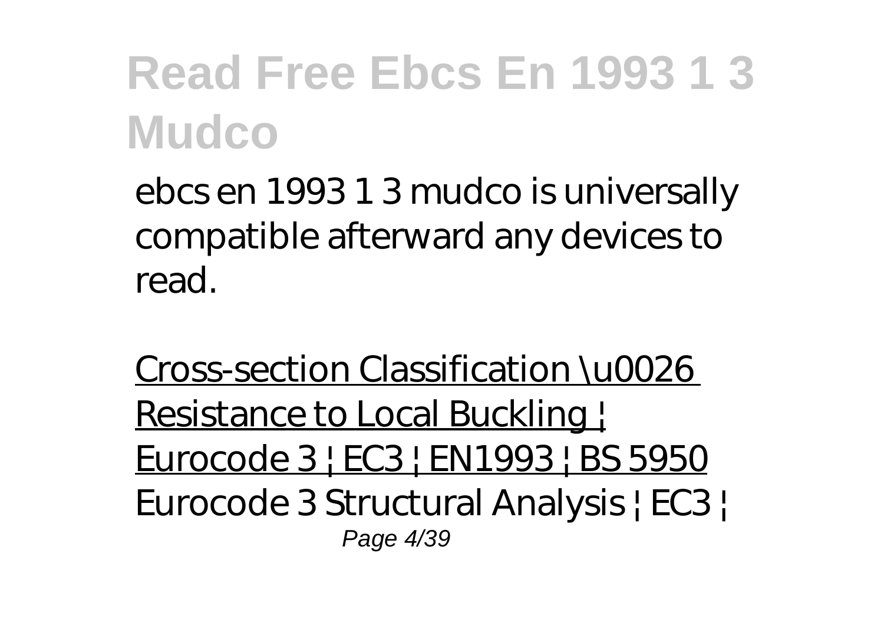ebcs en 1993 1 3 mudco is universally compatible afterward any devices to read.

Cross-section Classification \u0026 Resistance to Local Buckling ¦ Eurocode 3 ¦ EC3 ¦ EN1993 ¦ BS 5950

*Eurocode 3 Structural Analysis ¦ EC3 ¦*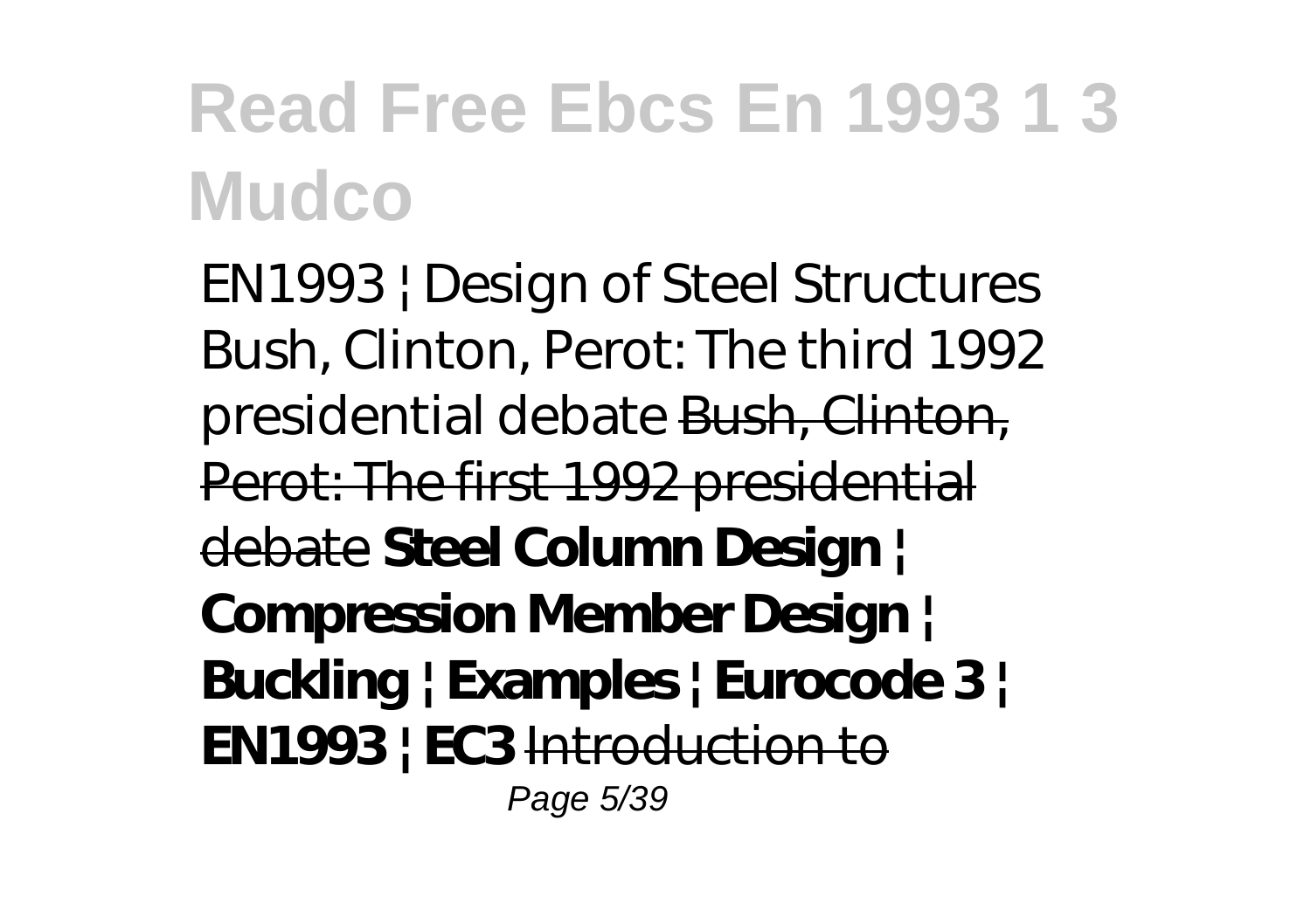# Read Free Ebcs En 1993 1 3 Mudco

EN1993 | Design of Steel Structures Bush, Clinton, Perot: The third 1992 presidential debate ~~Bush, Clinton, Perot: The first 1992 presidential debate~~ **Steel Column Design | Compression Member Design | Buckling | Examples | Eurocode 3 | EN1993 | EC3** ~~Introduction to~~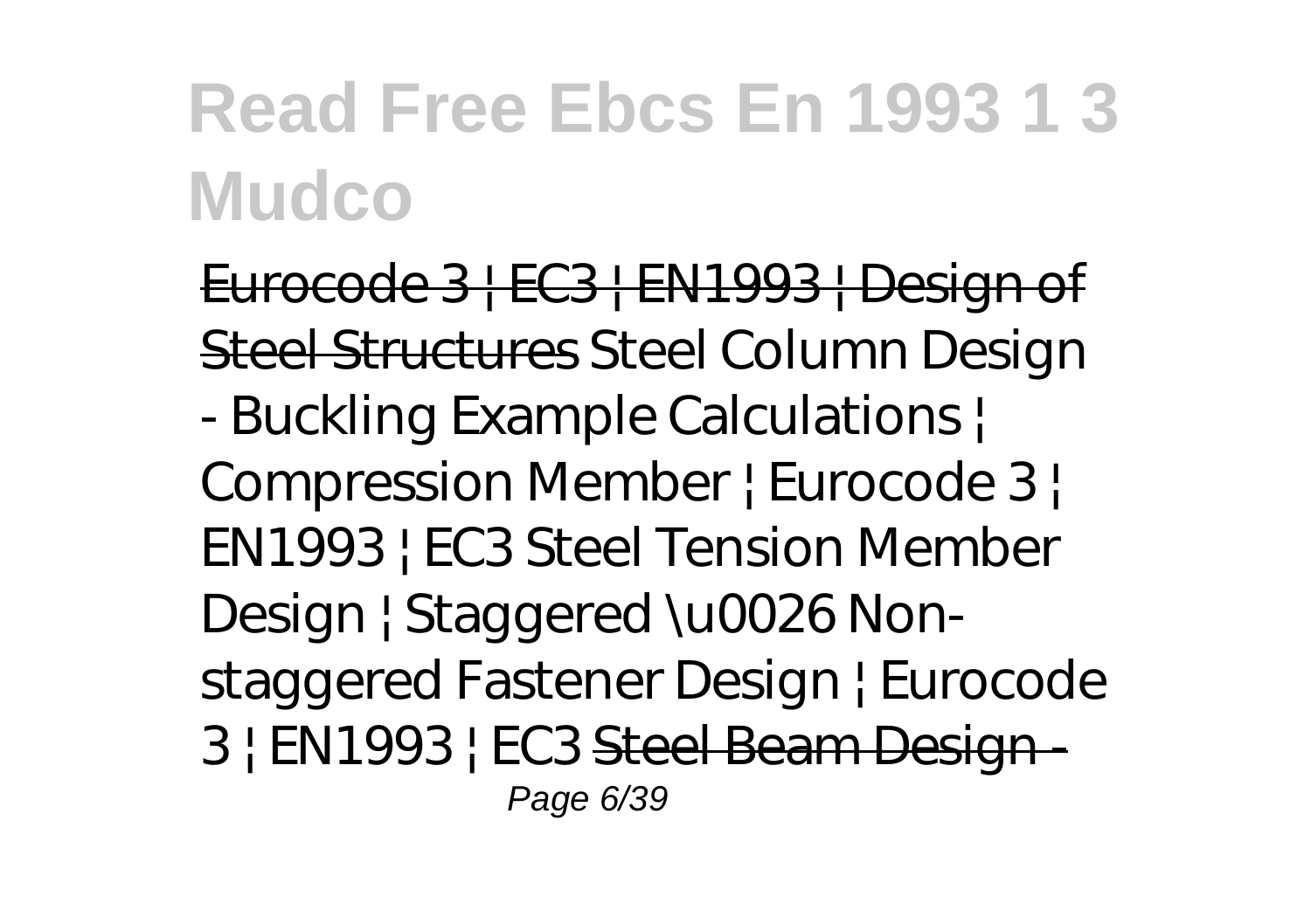Eurocode 3 | EC3 | EN1993 | Design of Steel Structures *Steel Column Design - Buckling Example Calculations | Compression Member | Eurocode 3 | EN1993 | EC3 Steel Tension Member Design | Staggered \u0026 Non-staggered Fastener Design | Eurocode 3 | EN1993 | EC3* Steel Beam Design -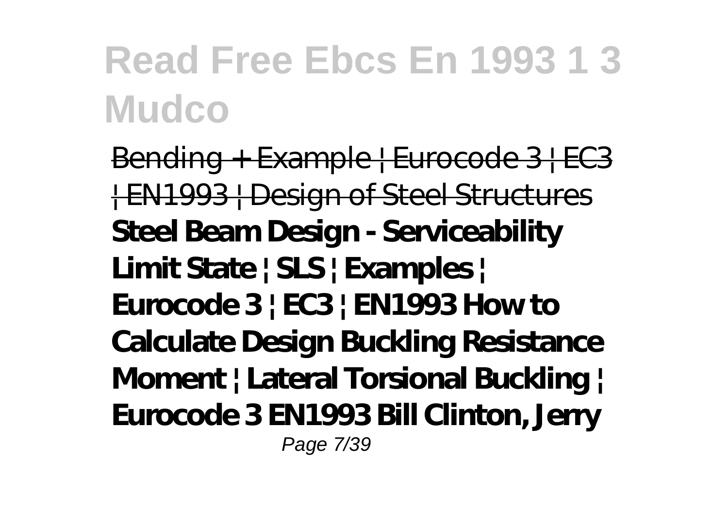Bending + Example | Eurocode 3 | EC3 | EN1993 | Design of Steel Structures **Steel Beam Design - Serviceability Limit State | SLS | Examples | Eurocode 3 | EC3 | EN1993 How to Calculate Design Buckling Resistance Moment | Lateral Torsional Buckling | Eurocode 3 EN1993 Bill Clinton, Jerry**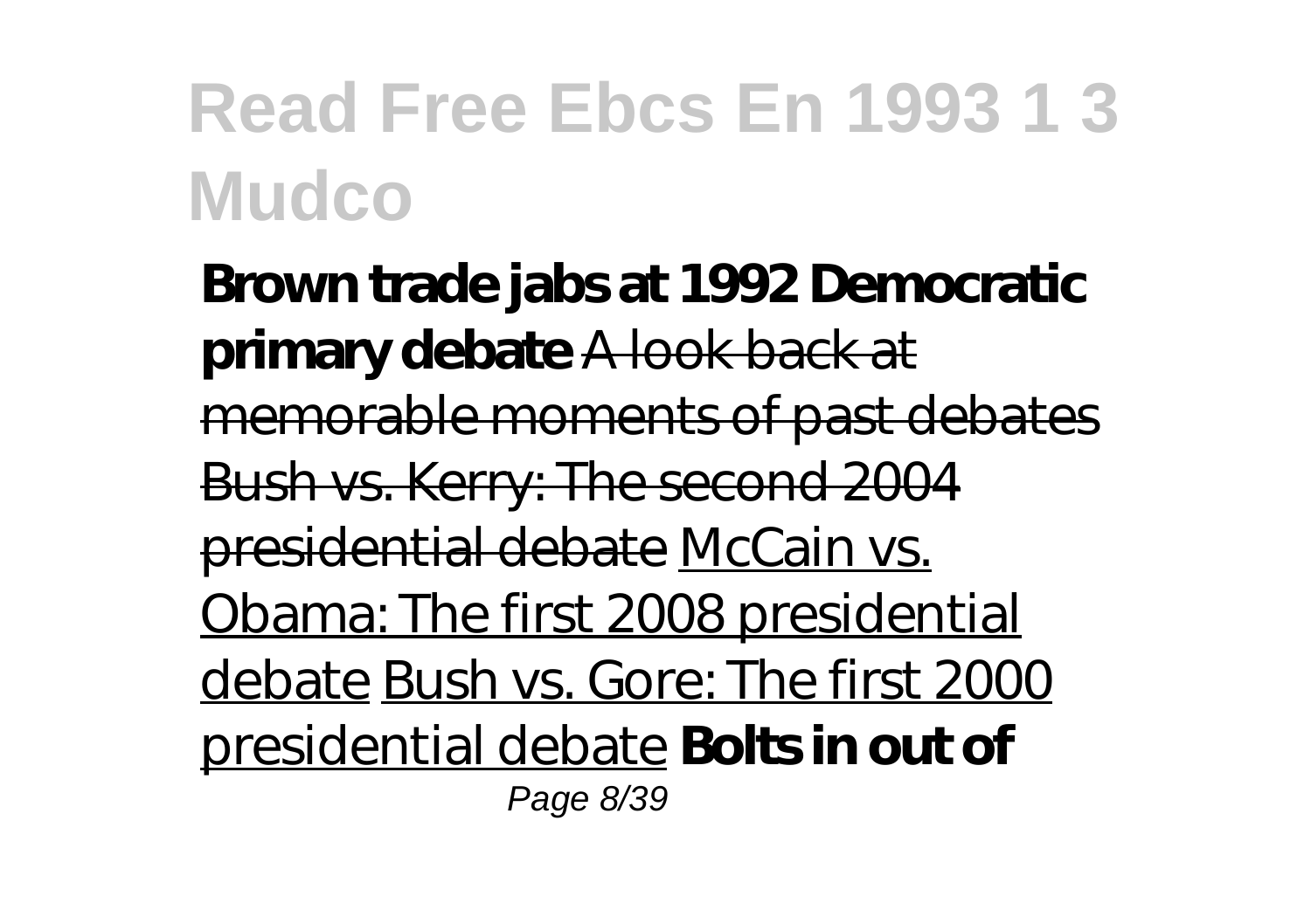**Brown trade jabs at 1992 Democratic primary debate** A look back at memorable moments of past debates Bush vs. Kerry: The second 2004 presidential debate McCain vs. Obama: The first 2008 presidential debate Bush vs. Gore: The first 2000 presidential debate **Bolts in out of**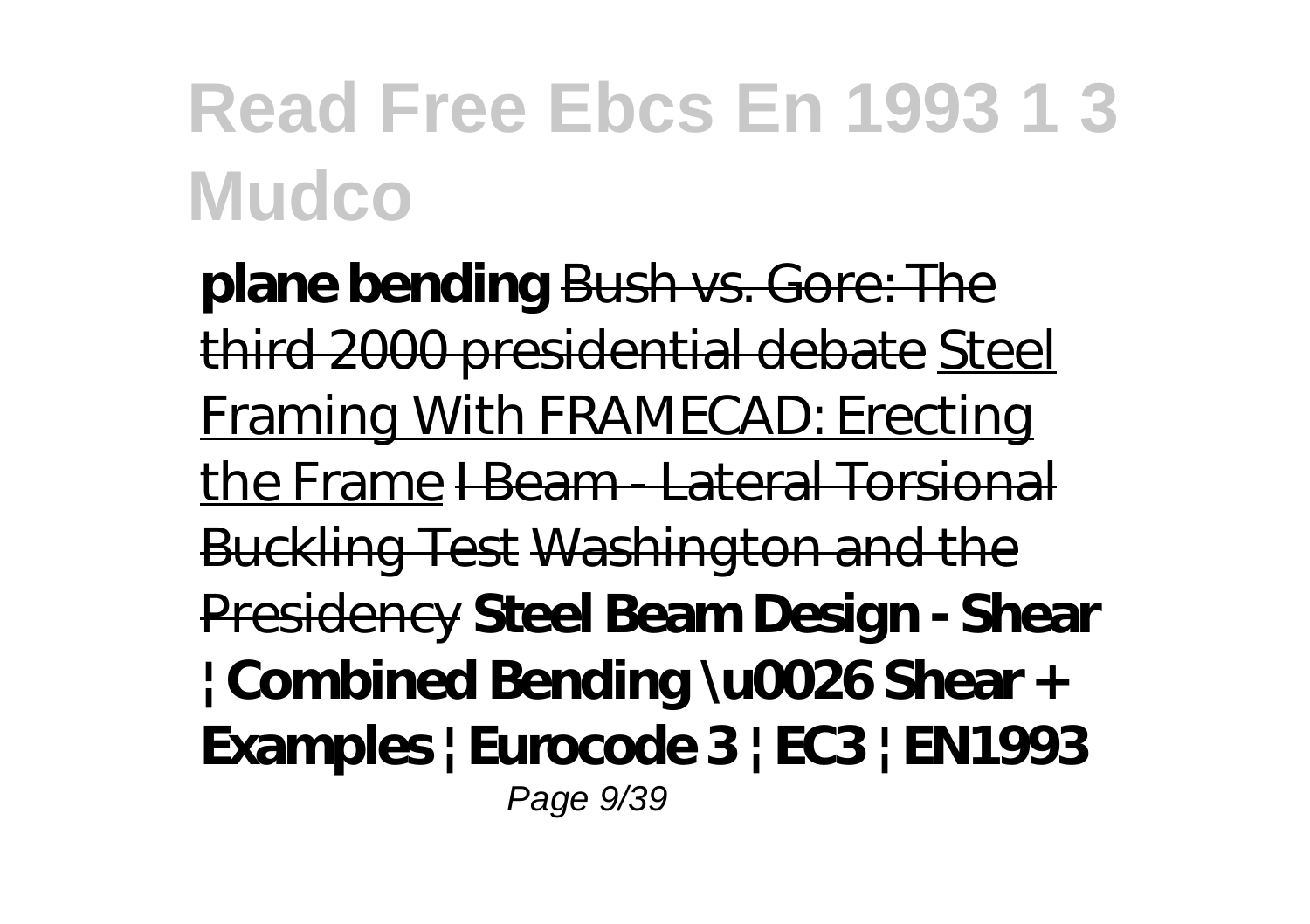**plane bending** Bush vs. Gore: The third 2000 presidential debate Steel Framing With FRAMECAD: Erecting the Frame I Beam - Lateral Torsional Buckling Test Washington and the Presidency **Steel Beam Design - Shear | Combined Bending \u0026 Shear + Examples | Eurocode 3 | EC3 | EN1993**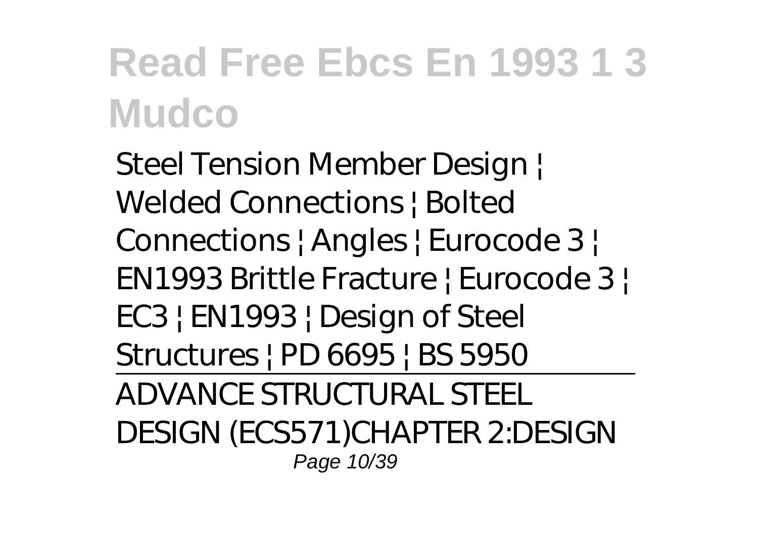Steel Tension Member Design ¦ Welded Connections ¦ Bolted Connections ¦ Angles ¦ Eurocode 3 ¦ EN1993 Brittle Fracture ¦ Eurocode 3 ¦ EC3 ¦ EN1993 ¦ Design of Steel Structures ¦ PD 6695 ¦ BS 5950

---

ADVANCE STRUCTURAL STEEL DESIGN (ECS571)CHAPTER 2:DESIGN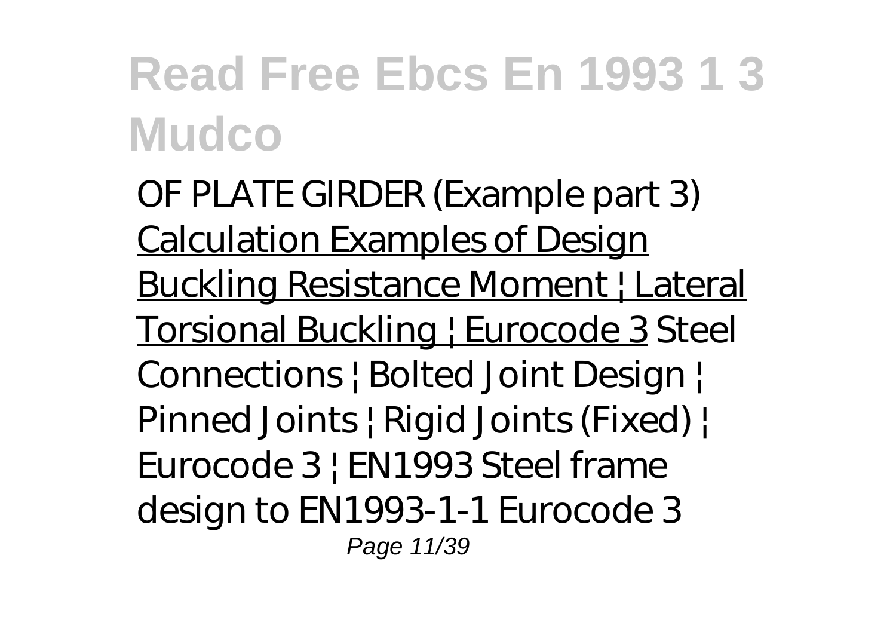# Read Free Ebcs En 1993 1 3 Mudco

*OF PLATE GIRDER (Example part 3)* Calculation Examples of Design Buckling Resistance Moment | Lateral Torsional Buckling | Eurocode 3 *Steel Connections | Bolted Joint Design | Pinned Joints | Rigid Joints (Fixed) | Eurocode 3 | EN1993 Steel frame design to EN1993-1-1 Eurocode 3*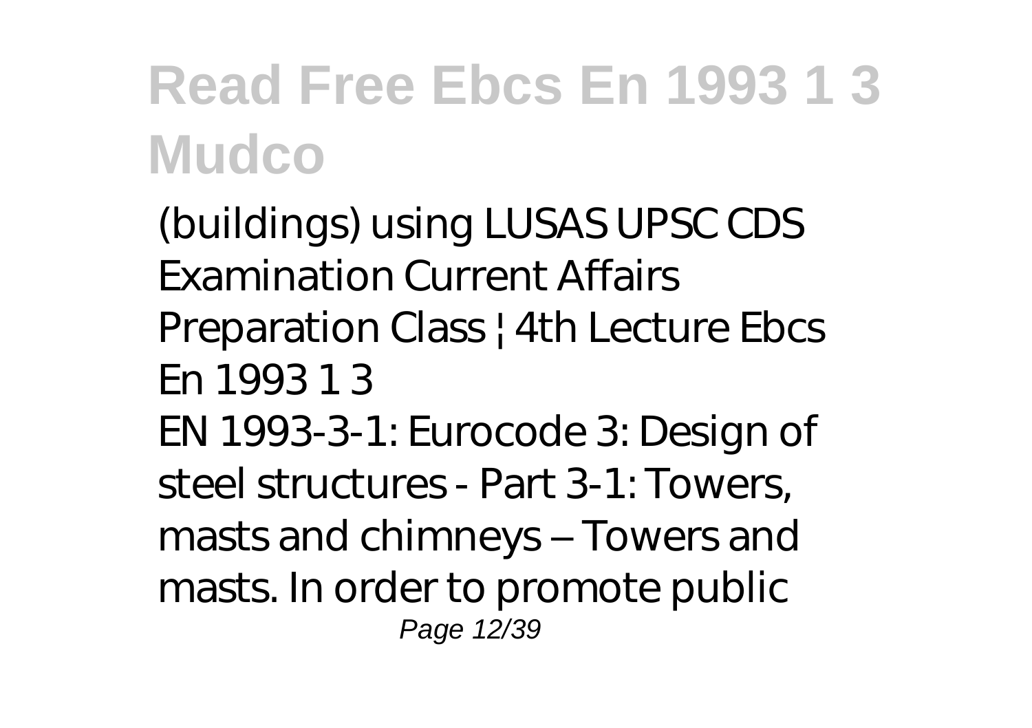(buildings) using LUSAS UPSC CDS Examination Current Affairs Preparation Class | 4th Lecture Ebcs En 1993 1 3

EN 1993-3-1: Eurocode 3: Design of steel structures - Part 3-1: Towers, masts and chimneys – Towers and masts. In order to promote public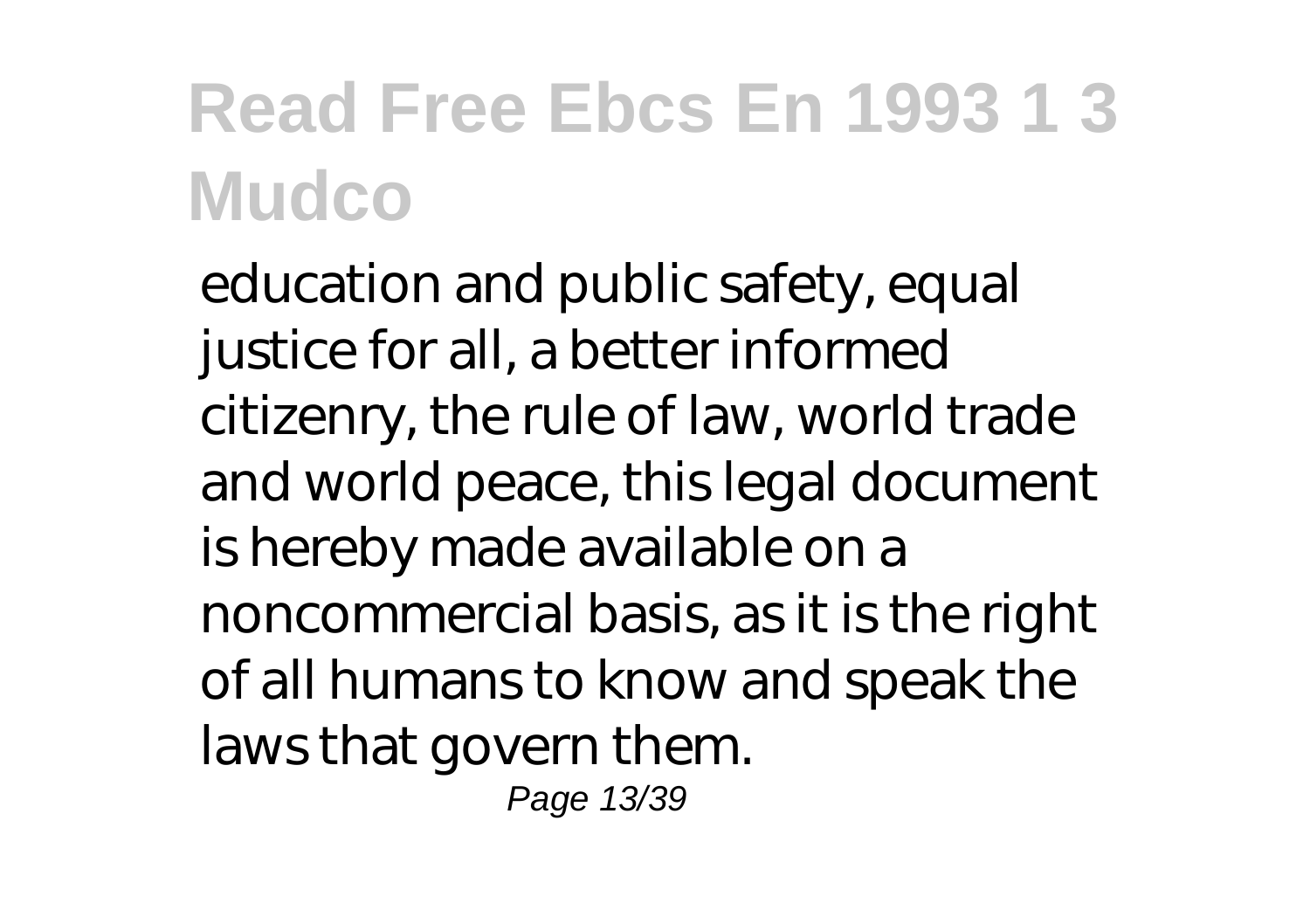education and public safety, equal justice for all, a better informed citizenry, the rule of law, world trade and world peace, this legal document is hereby made available on a noncommercial basis, as it is the right of all humans to know and speak the laws that govern them.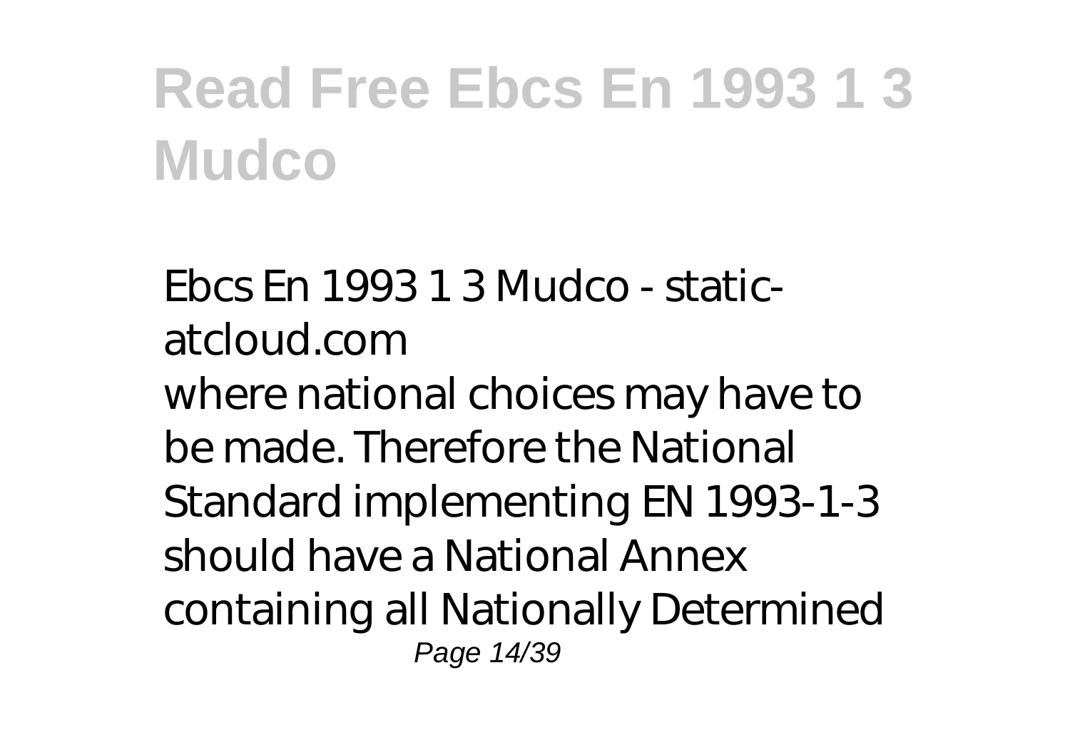# Read Free Ebcs En 1993 1 3 Mudco

*Ebcs En 1993 1 3 Mudco - static-atcloud.com*

where national choices may have to be made. Therefore the National Standard implementing EN 1993-1-3 should have a National Annex containing all Nationally Determined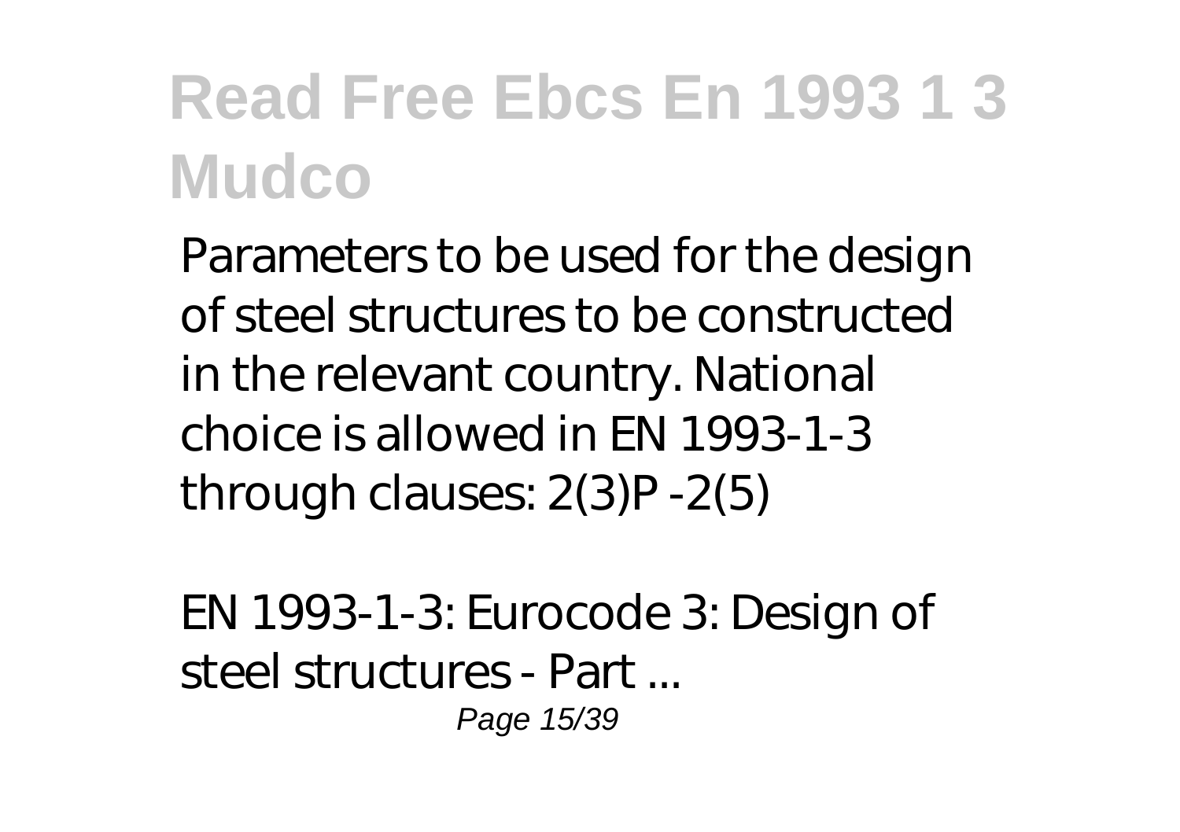# Read Free Ebcs En 1993 1 3 Mudco

Parameters to be used for the design of steel structures to be constructed in the relevant country. National choice is allowed in EN 1993-1-3 through clauses: 2(3)P -2(5)

EN 1993-1-3: Eurocode 3: Design of steel structures - Part ...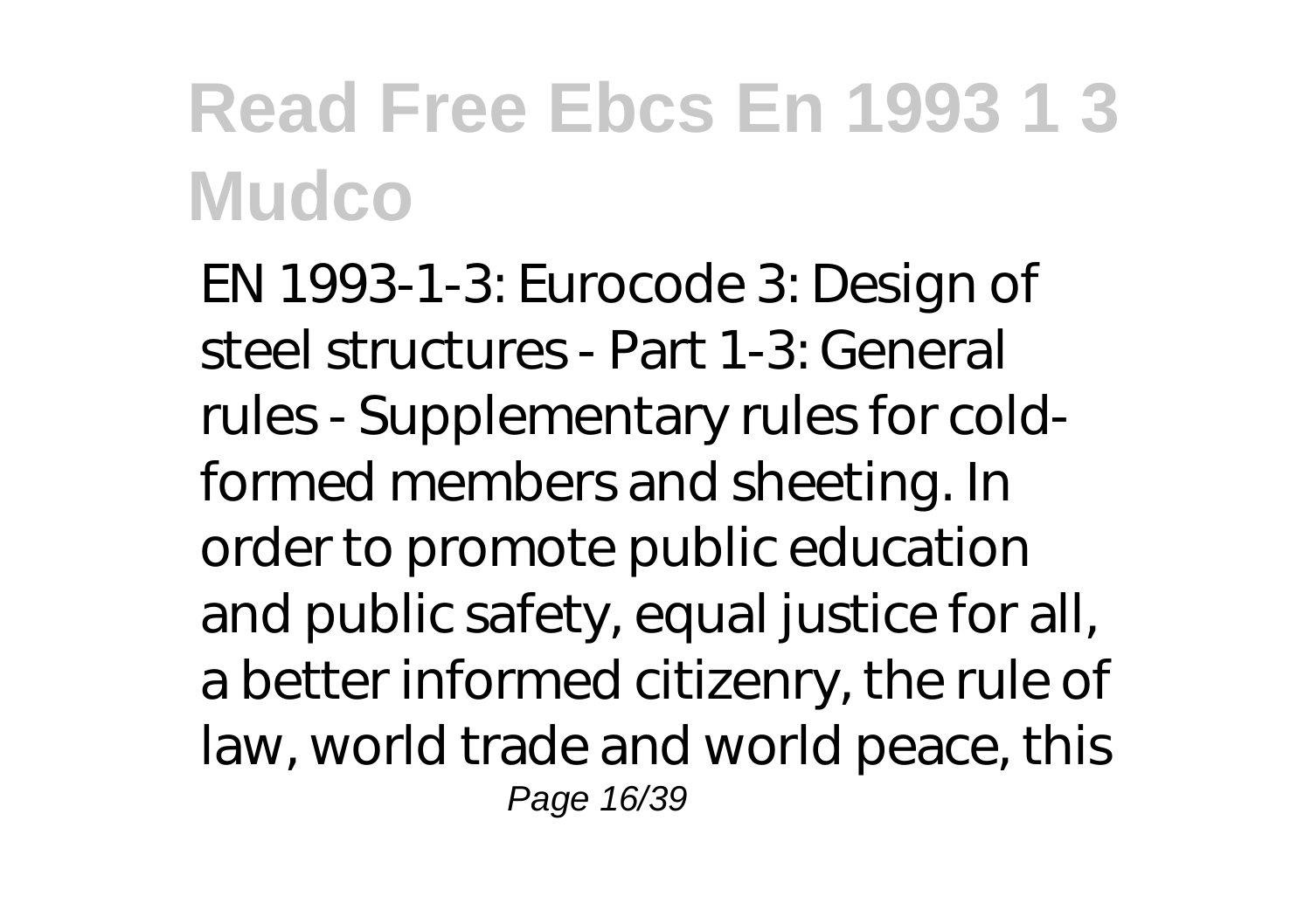# Read Free Ebcs En 1993 1 3 Mudco

EN 1993-1-3: Eurocode 3: Design of steel structures - Part 1-3: General rules - Supplementary rules for cold-formed members and sheeting. In order to promote public education and public safety, equal justice for all, a better informed citizenry, the rule of law, world trade and world peace, this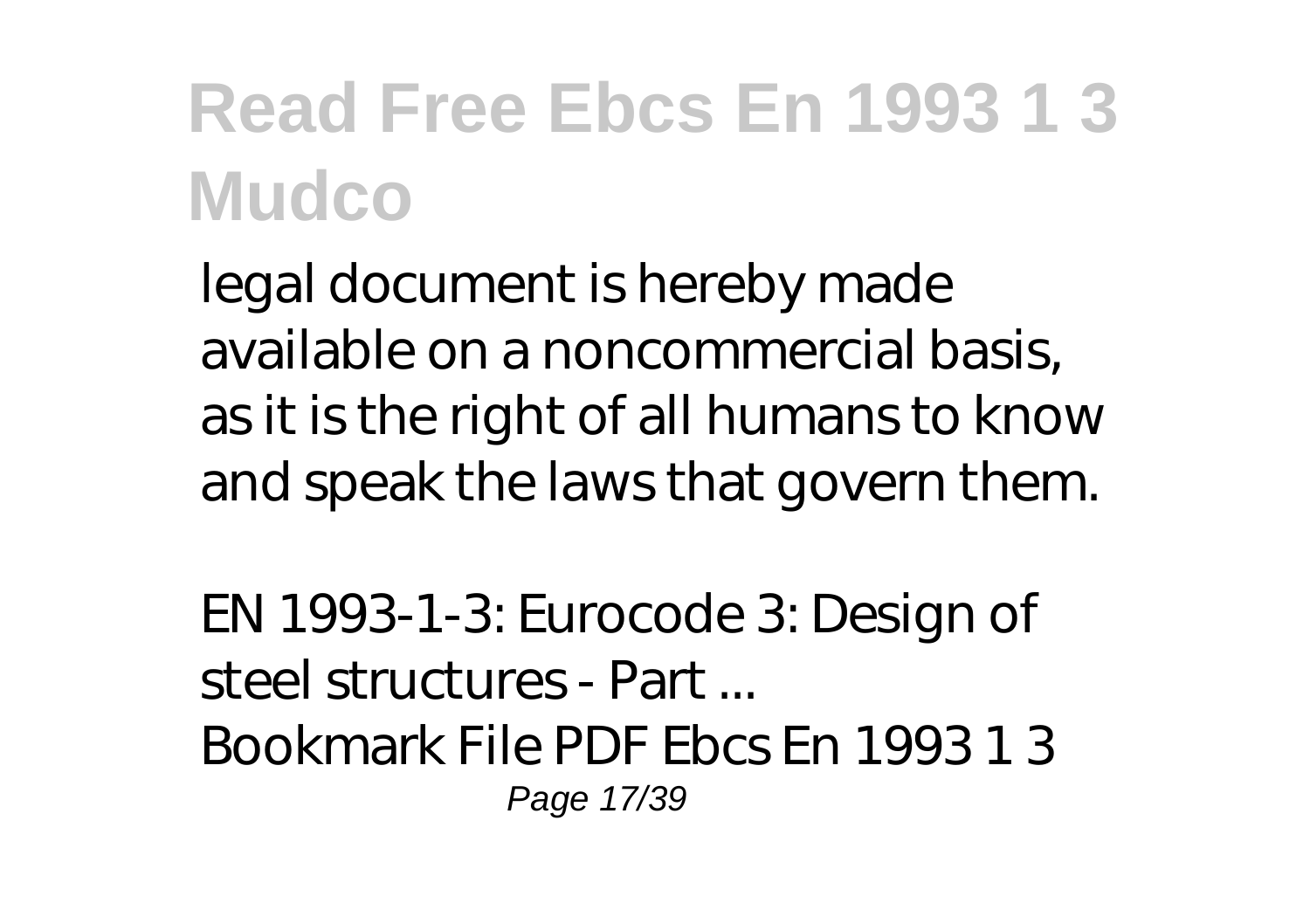legal document is hereby made available on a noncommercial basis, as it is the right of all humans to know and speak the laws that govern them.

*EN 1993-1-3: Eurocode 3: Design of steel structures - Part ...*

Bookmark File PDF Ebcs En 1993 1 3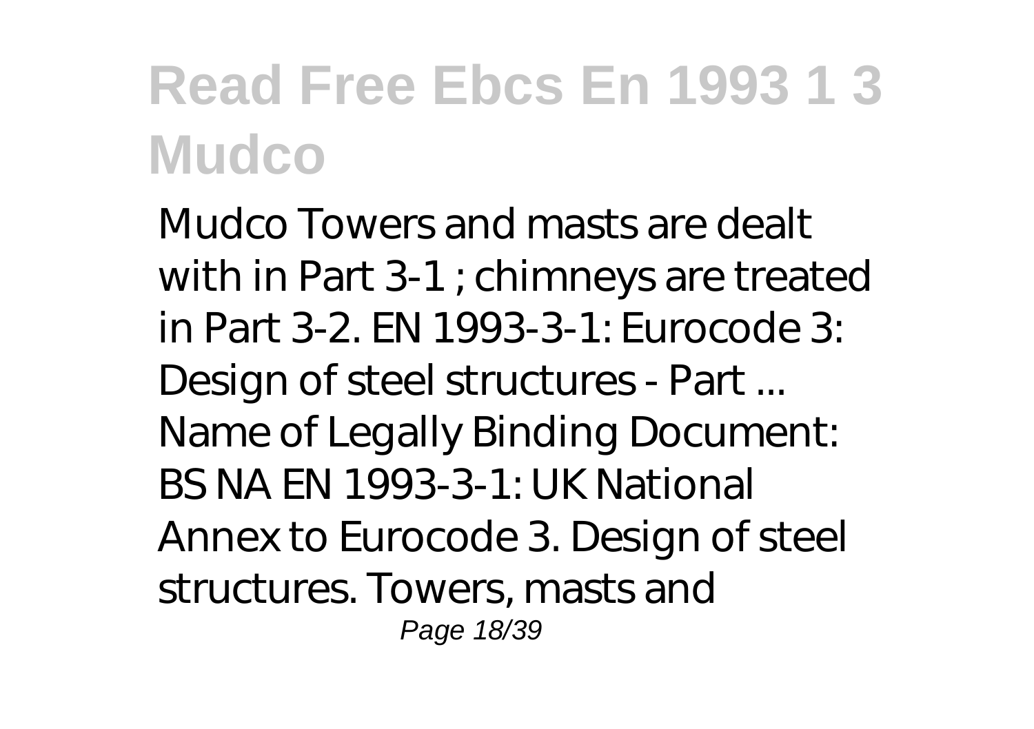# Read Free Ebcs En 1993 1 3 Mudco

Mudco Towers and masts are dealt with in Part 3-1 ; chimneys are treated in Part 3-2. EN 1993-3-1: Eurocode 3: Design of steel structures - Part ... Name of Legally Binding Document: BS NA EN 1993-3-1: UK National Annex to Eurocode 3. Design of steel structures. Towers, masts and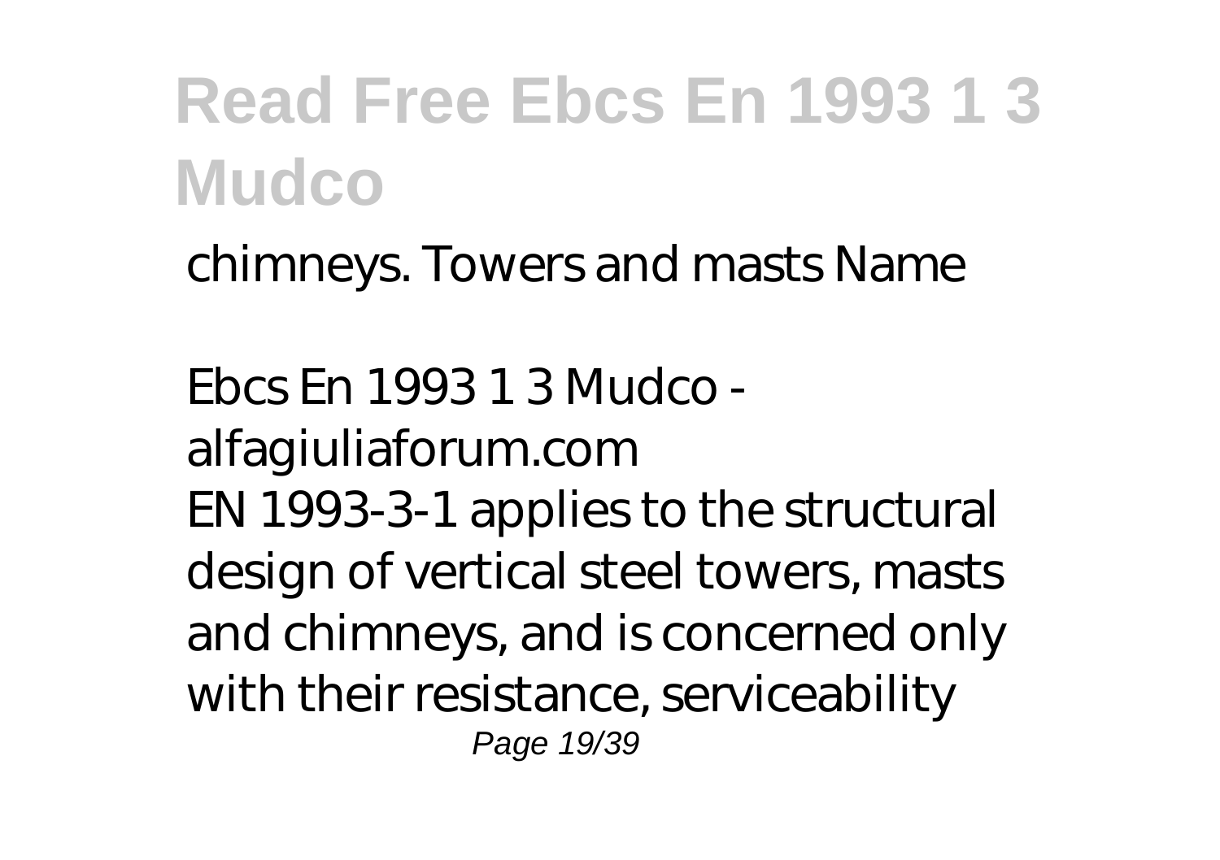chimneys. Towers and masts Name

*Ebcs En 1993 1 3 Mudco - alfagiuliaforum.com*

EN 1993-3-1 applies to the structural design of vertical steel towers, masts and chimneys, and is concerned only with their resistance, serviceability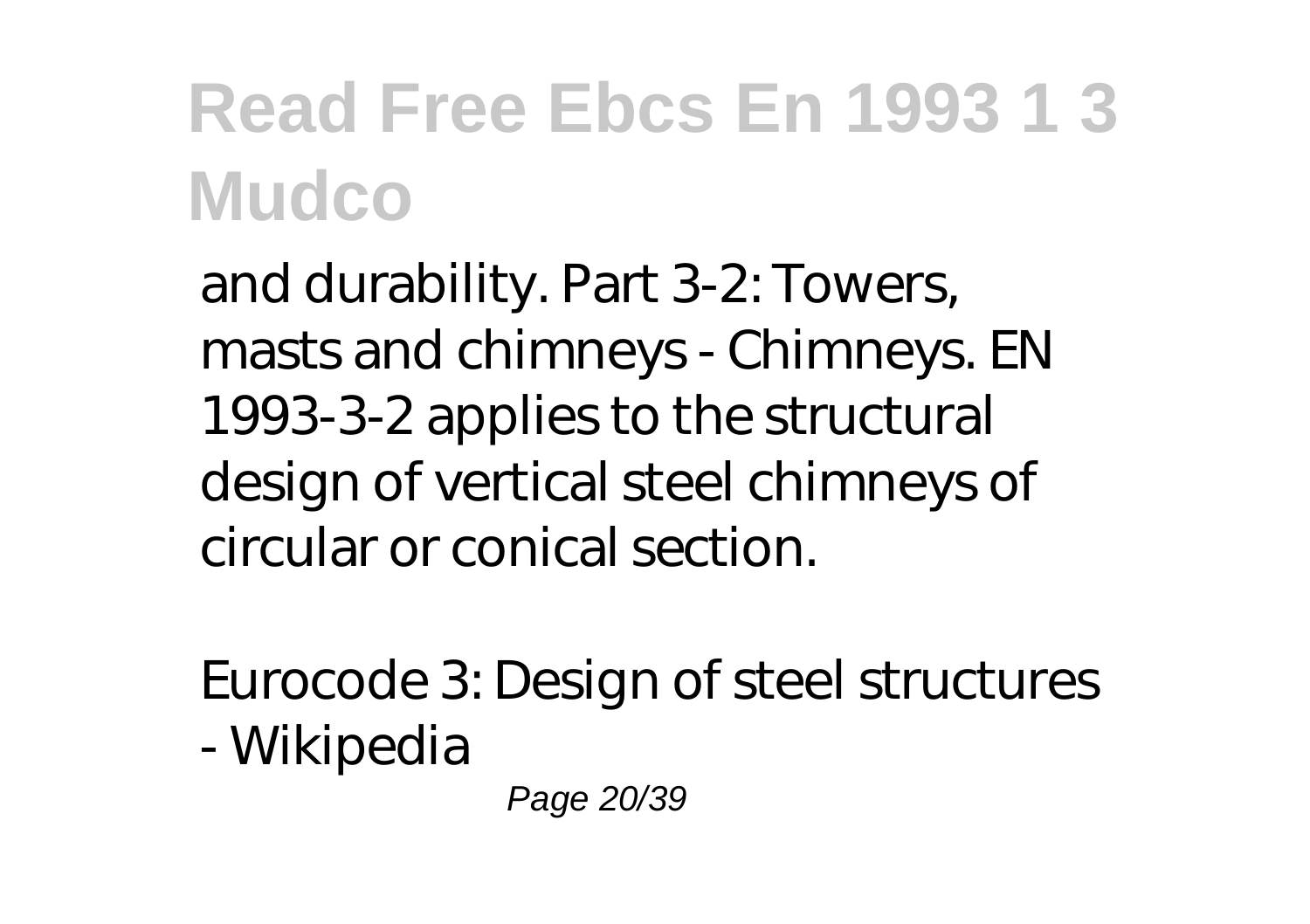and durability. Part 3-2: Towers, masts and chimneys - Chimneys. EN 1993-3-2 applies to the structural design of vertical steel chimneys of circular or conical section.

Eurocode 3: Design of steel structures - Wikipedia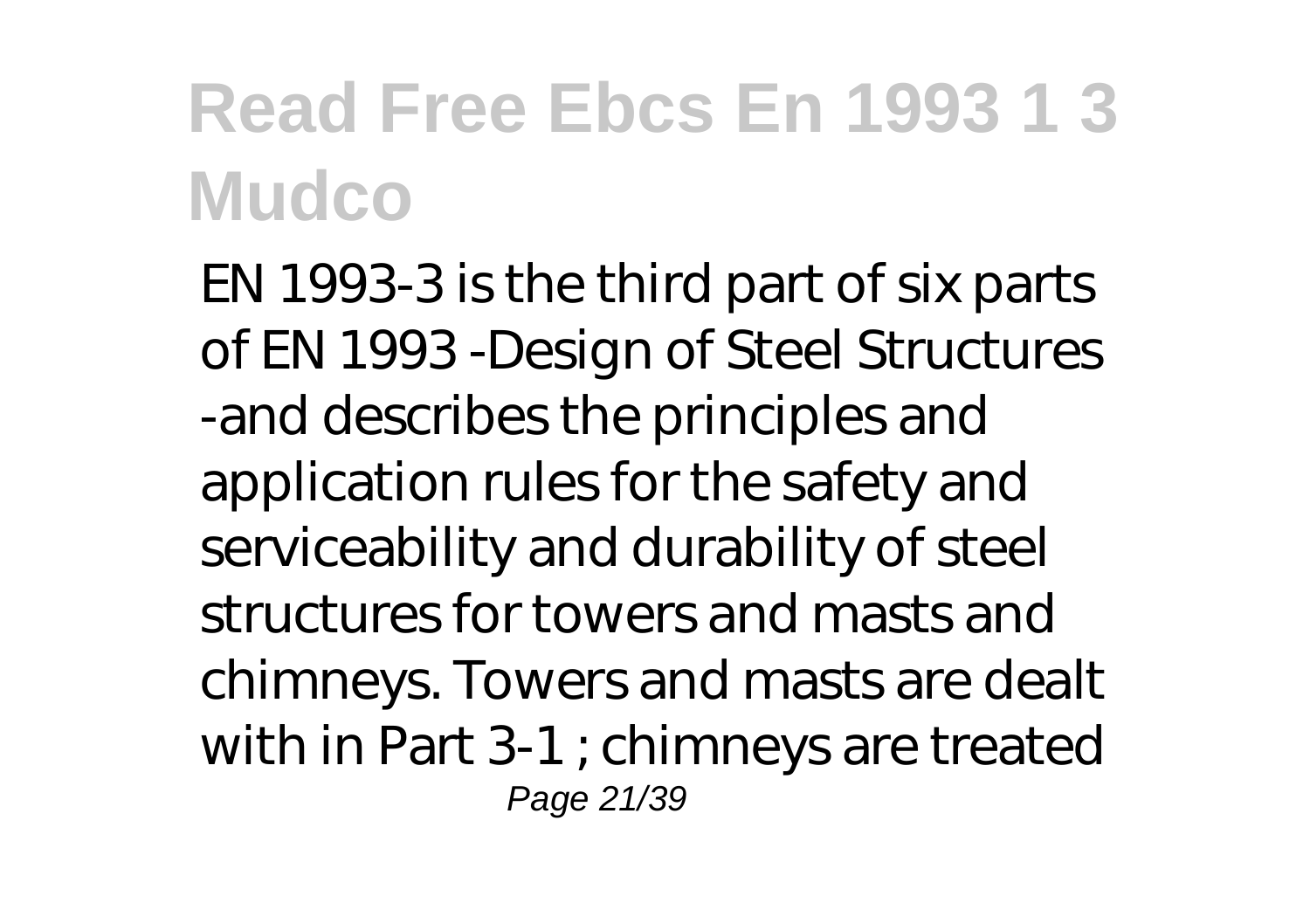EN 1993-3 is the third part of six parts of EN 1993 -Design of Steel Structures -and describes the principles and application rules for the safety and serviceability and durability of steel structures for towers and masts and chimneys. Towers and masts are dealt with in Part 3-1 ; chimneys are treated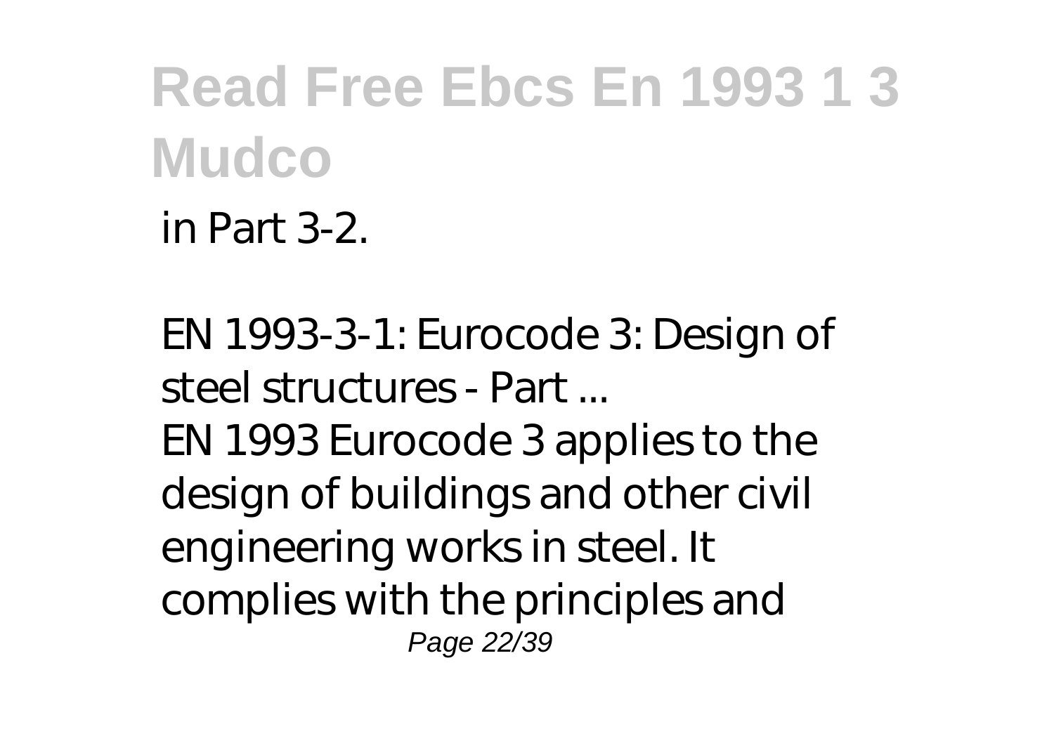in Part 3-2.

EN 1993-3-1: Eurocode 3: Design of steel structures - Part ...

EN 1993 Eurocode 3 applies to the design of buildings and other civil engineering works in steel. It complies with the principles and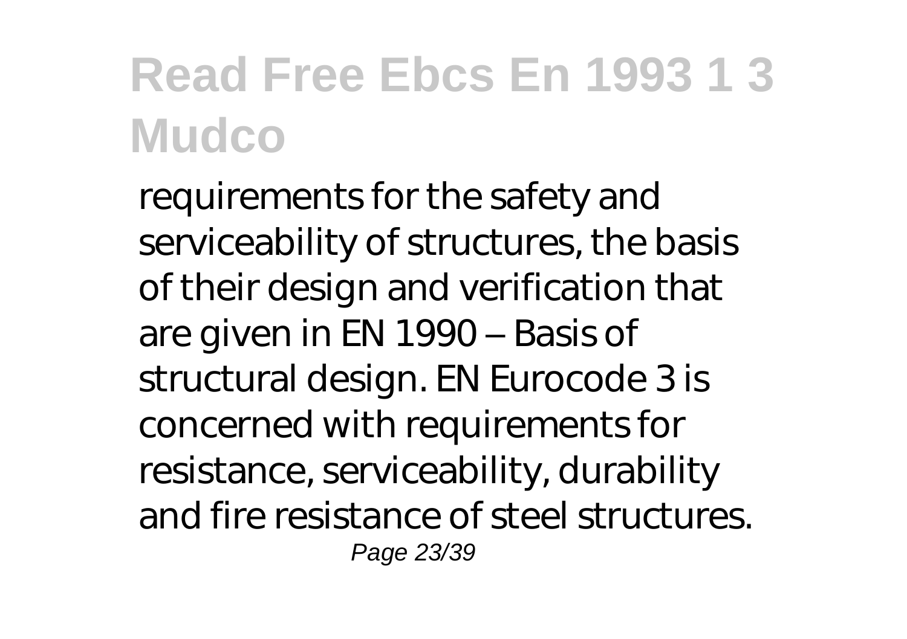requirements for the safety and serviceability of structures, the basis of their design and verification that are given in EN 1990 – Basis of structural design. EN Eurocode 3 is concerned with requirements for resistance, serviceability, durability and fire resistance of steel structures.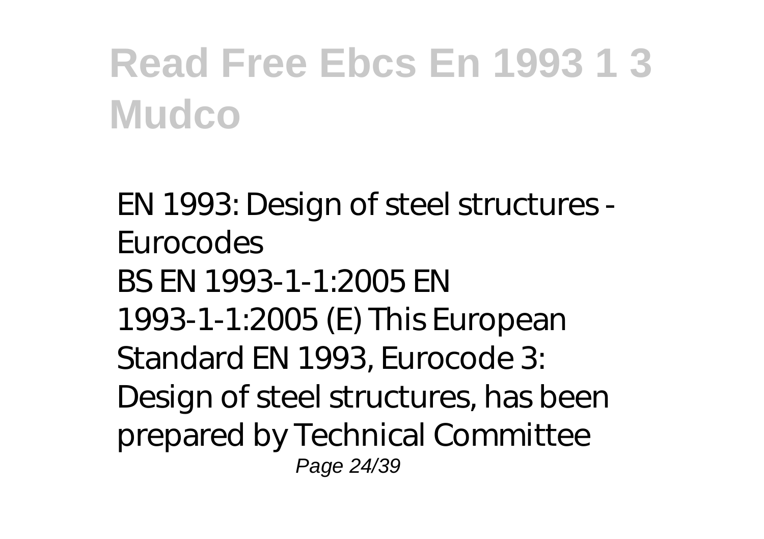EN 1993: Design of steel structures - Eurocodes

BS EN 1993-1-1:2005 EN 1993-1-1:2005 (E) This European Standard EN 1993, Eurocode 3: Design of steel structures, has been prepared by Technical Committee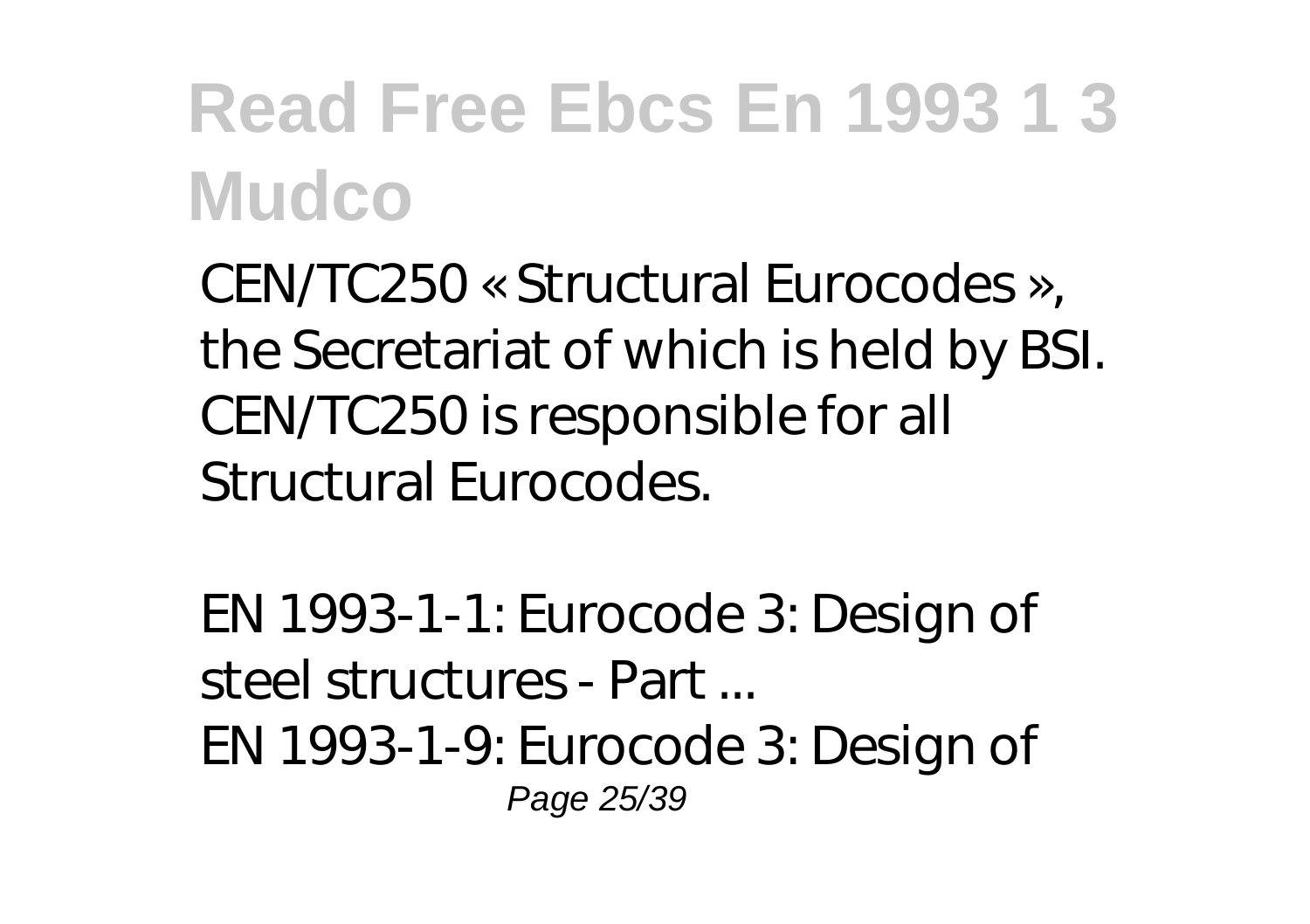CEN/TC250 « Structural Eurocodes », the Secretariat of which is held by BSI. CEN/TC250 is responsible for all Structural Eurocodes.

*EN 1993-1-1: Eurocode 3: Design of steel structures - Part ...*

EN 1993-1-9: Eurocode 3: Design of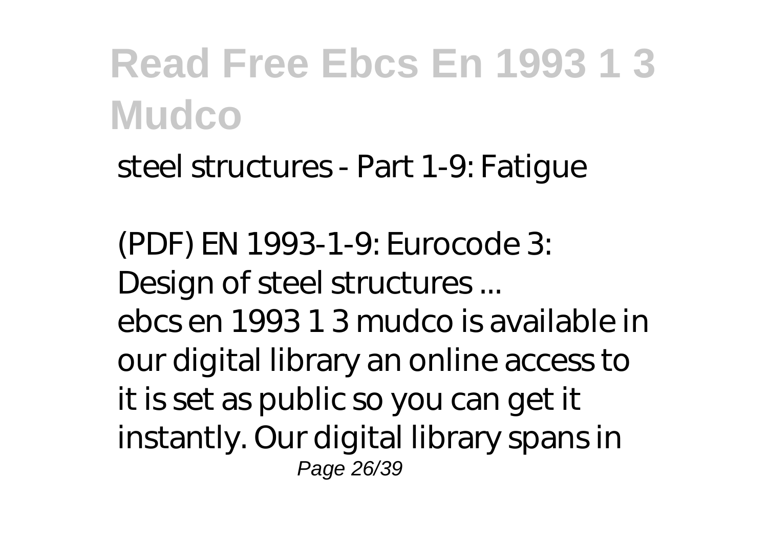steel structures - Part 1-9: Fatigue

*(PDF) EN 1993-1-9: Eurocode 3: Design of steel structures ...*

ebcs en 1993 1 3 mudco is available in our digital library an online access to it is set as public so you can get it instantly. Our digital library spans in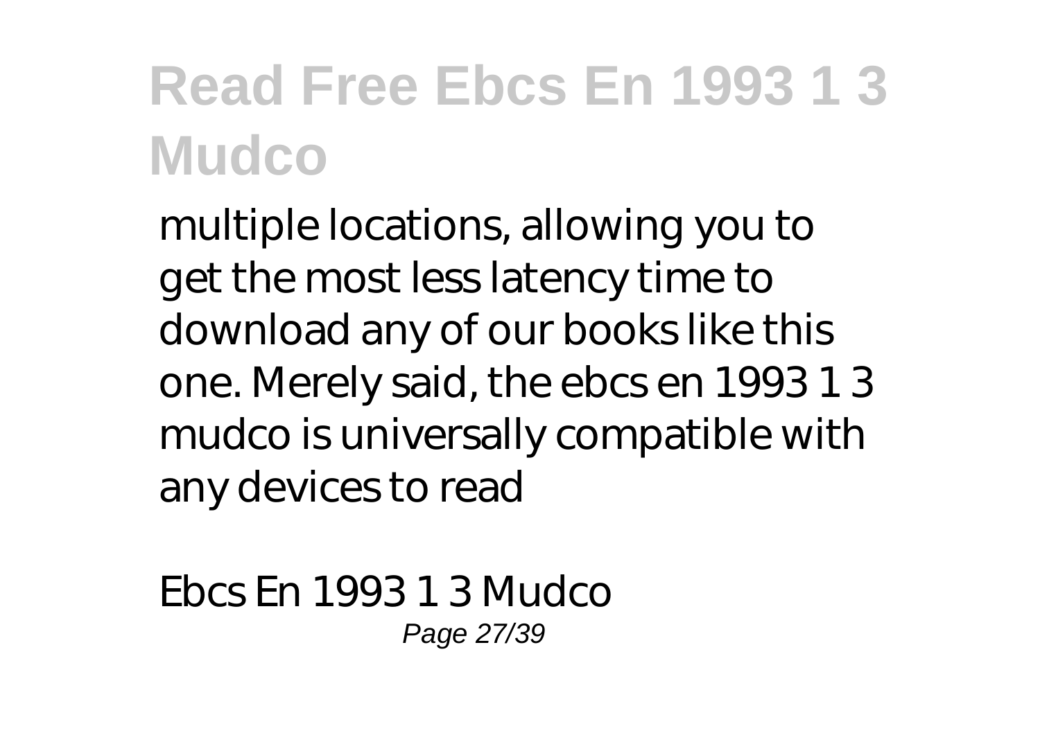multiple locations, allowing you to get the most less latency time to download any of our books like this one. Merely said, the ebcs en 1993 1 3 mudco is universally compatible with any devices to read

*Ebcs En 1993 1 3 Mudco*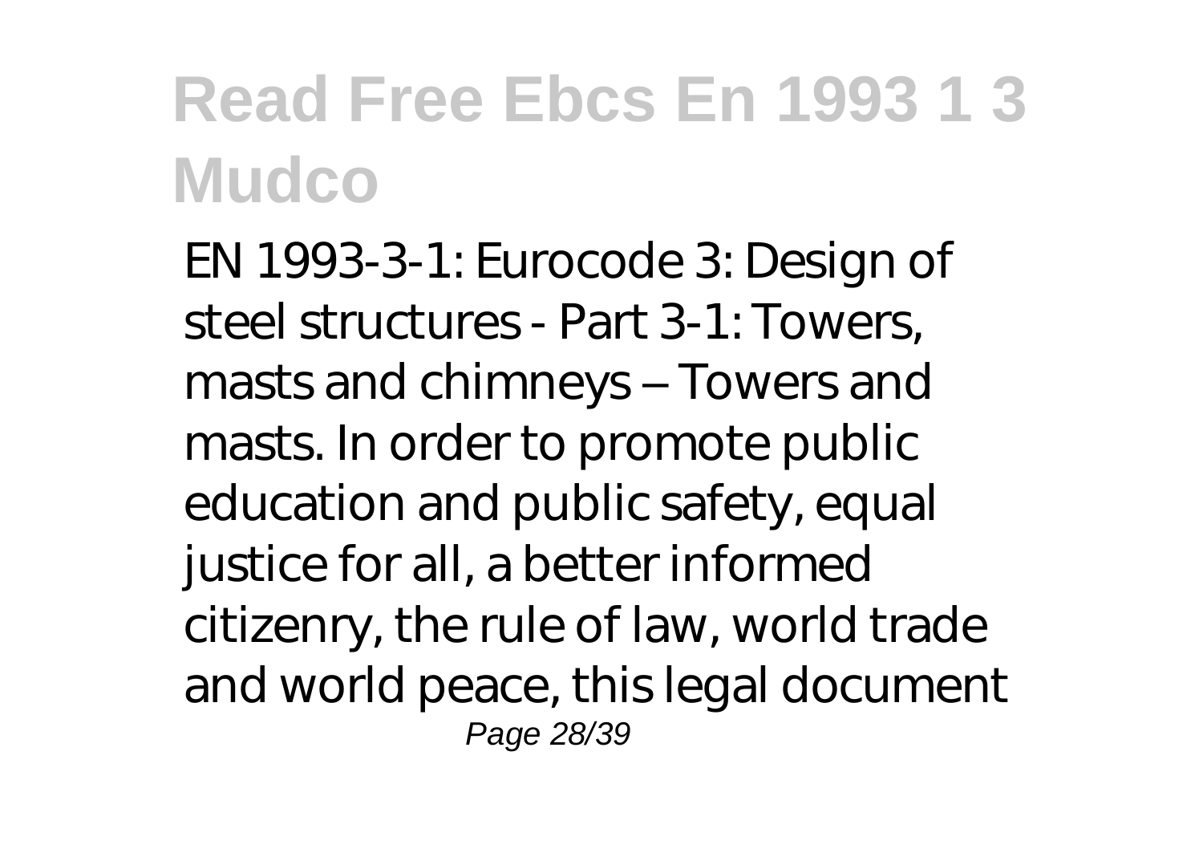EN 1993-3-1: Eurocode 3: Design of steel structures - Part 3-1: Towers, masts and chimneys – Towers and masts. In order to promote public education and public safety, equal justice for all, a better informed citizenry, the rule of law, world trade and world peace, this legal document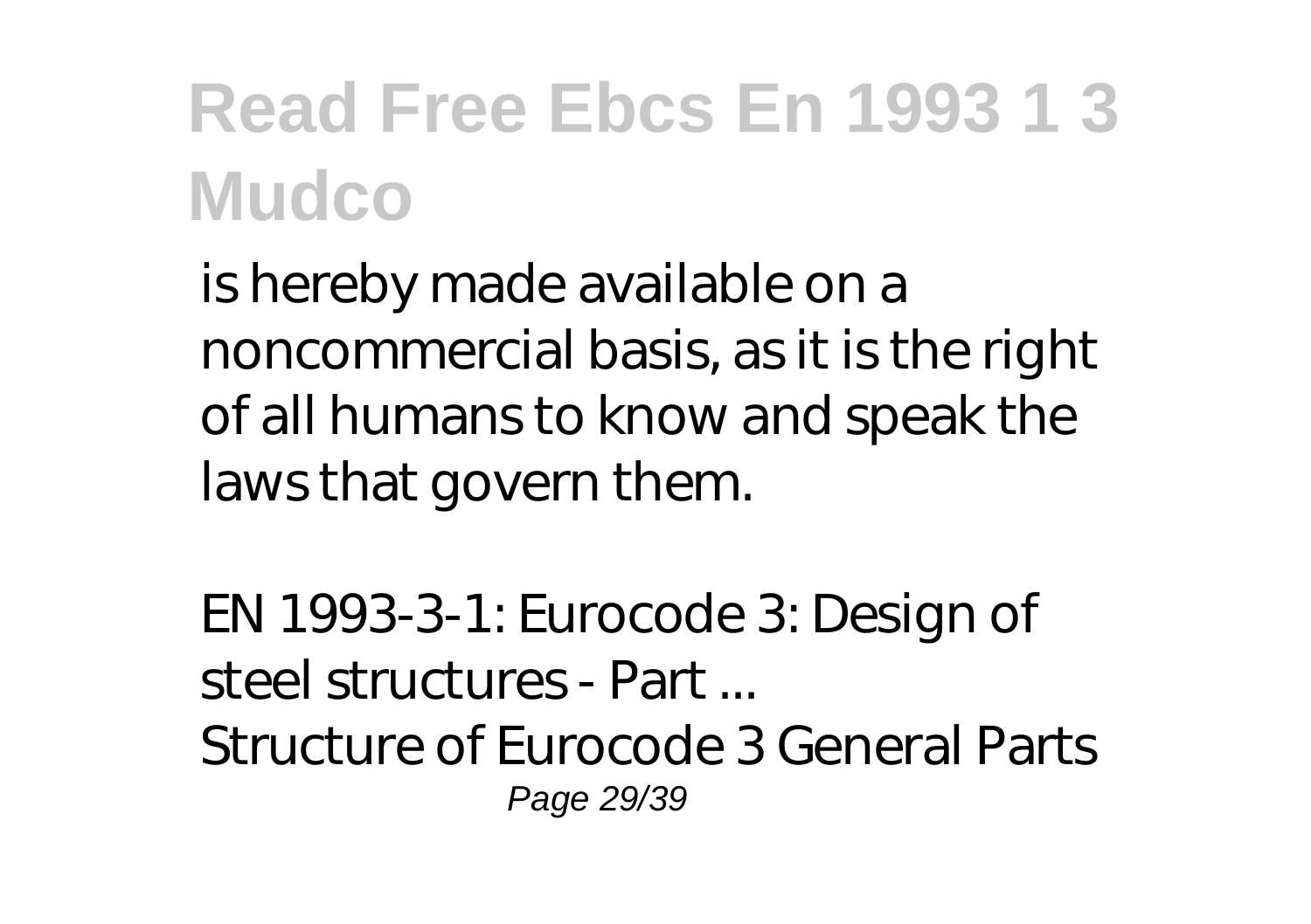is hereby made available on a noncommercial basis, as it is the right of all humans to know and speak the laws that govern them.

*EN 1993-3-1: Eurocode 3: Design of steel structures - Part ...*

Structure of Eurocode 3 General Parts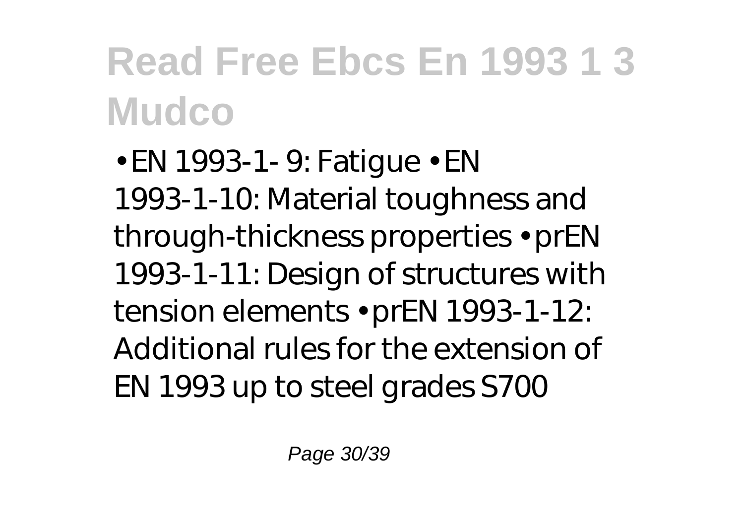# Read Free Ebcs En 1993 1 3 Mudco

• EN 1993-1- 9: Fatigue • EN 1993-1-10: Material toughness and through-thickness properties • prEN 1993-1-11: Design of structures with tension elements • prEN 1993-1-12: Additional rules for the extension of EN 1993 up to steel grades S700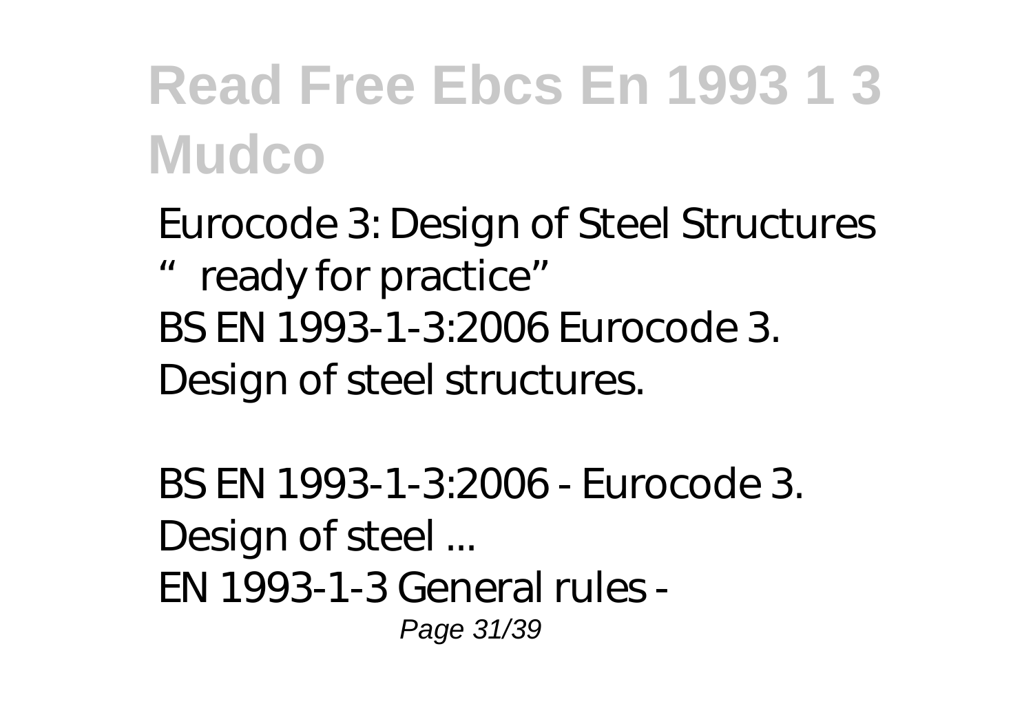Eurocode 3: Design of Steel Structures "ready for practice"

BS EN 1993-1-3:2006 Eurocode 3. Design of steel structures.

BS EN 1993-1-3:2006 - Eurocode 3. Design of steel ...

EN 1993-1-3 General rules -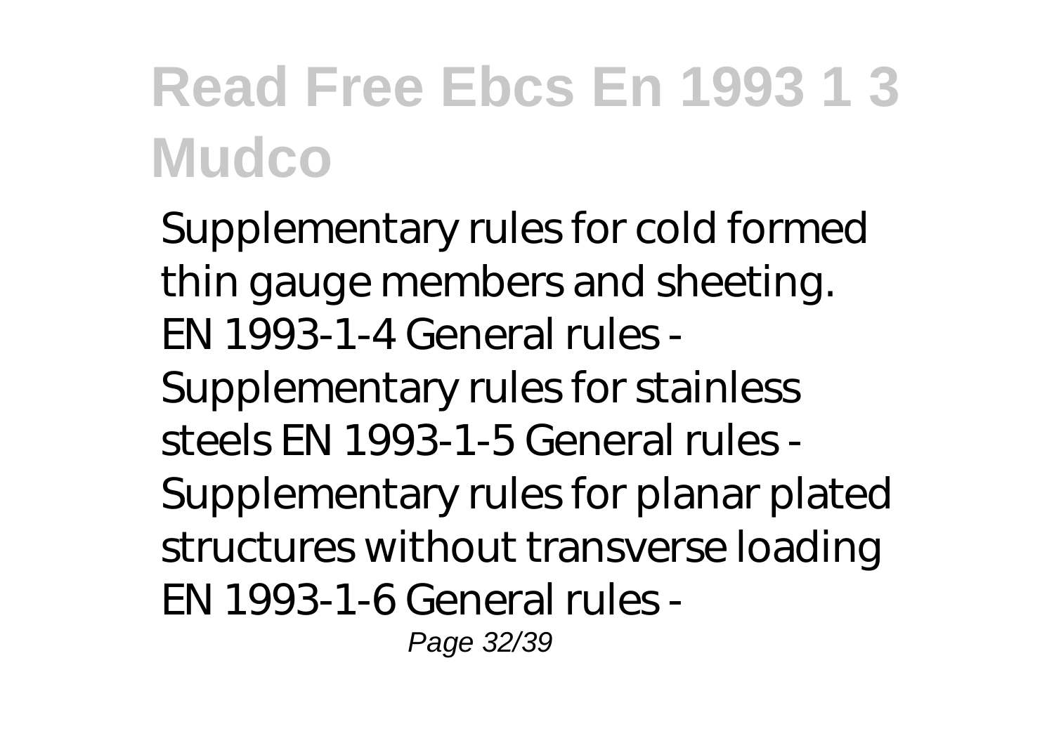Supplementary rules for cold formed thin gauge members and sheeting. EN 1993-1-4 General rules - Supplementary rules for stainless steels EN 1993-1-5 General rules - Supplementary rules for planar plated structures without transverse loading EN 1993-1-6 General rules -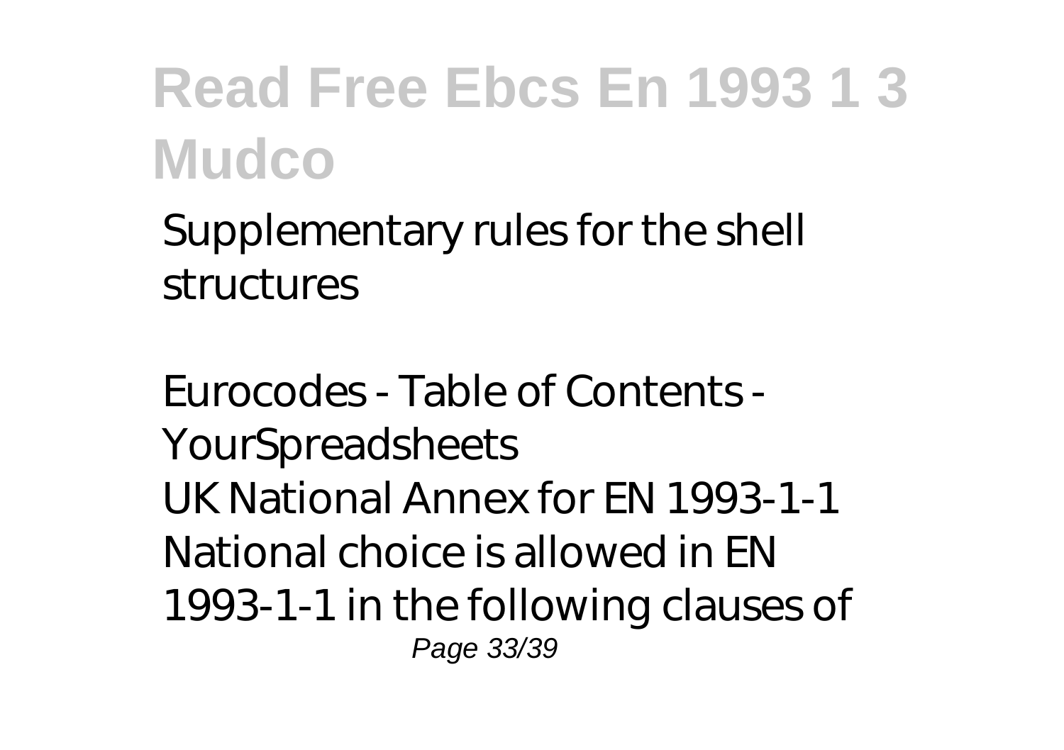Supplementary rules for the shell structures

*Eurocodes - Table of Contents - YourSpreadsheets*

UK National Annex for EN 1993-1-1 National choice is allowed in EN 1993-1-1 in the following clauses of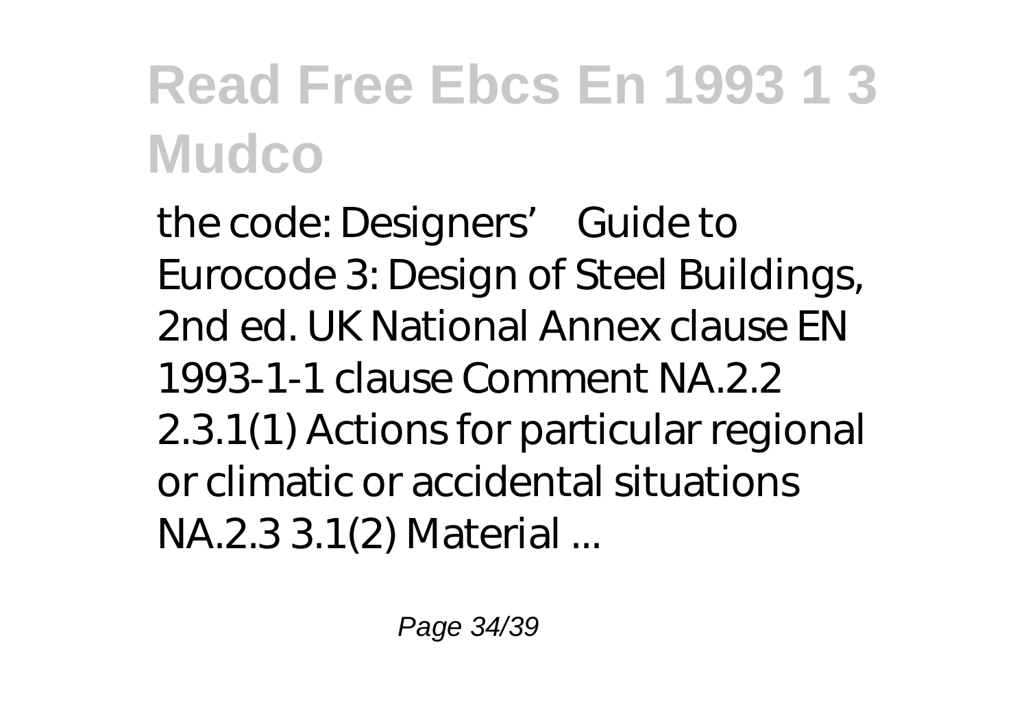# Read Free Ebcs En 1993 1 3 Mudco

the code: Designers' Guide to Eurocode 3: Design of Steel Buildings, 2nd ed. UK National Annex clause EN 1993-1-1 clause Comment NA.2.2 2.3.1(1) Actions for particular regional or climatic or accidental situations NA.2.3 3.1(2) Material ...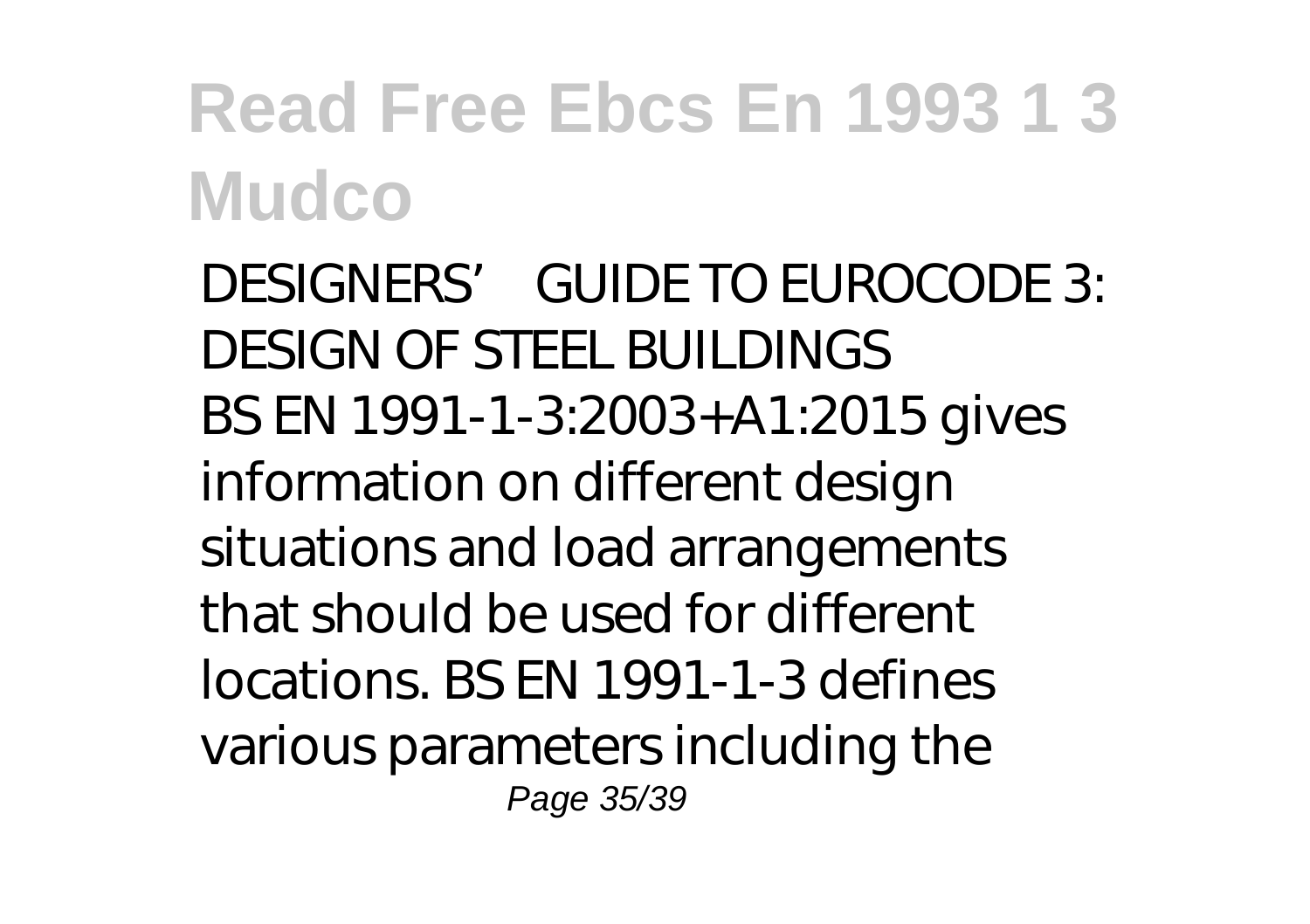# Read Free Ebcs En 1993 1 3 Mudco

DESIGNERS' GUIDE TO EUROCODE 3: DESIGN OF STEEL BUILDINGS

BS EN 1991-1-3:2003+A1:2015 gives information on different design situations and load arrangements that should be used for different locations. BS EN 1991-1-3 defines various parameters including the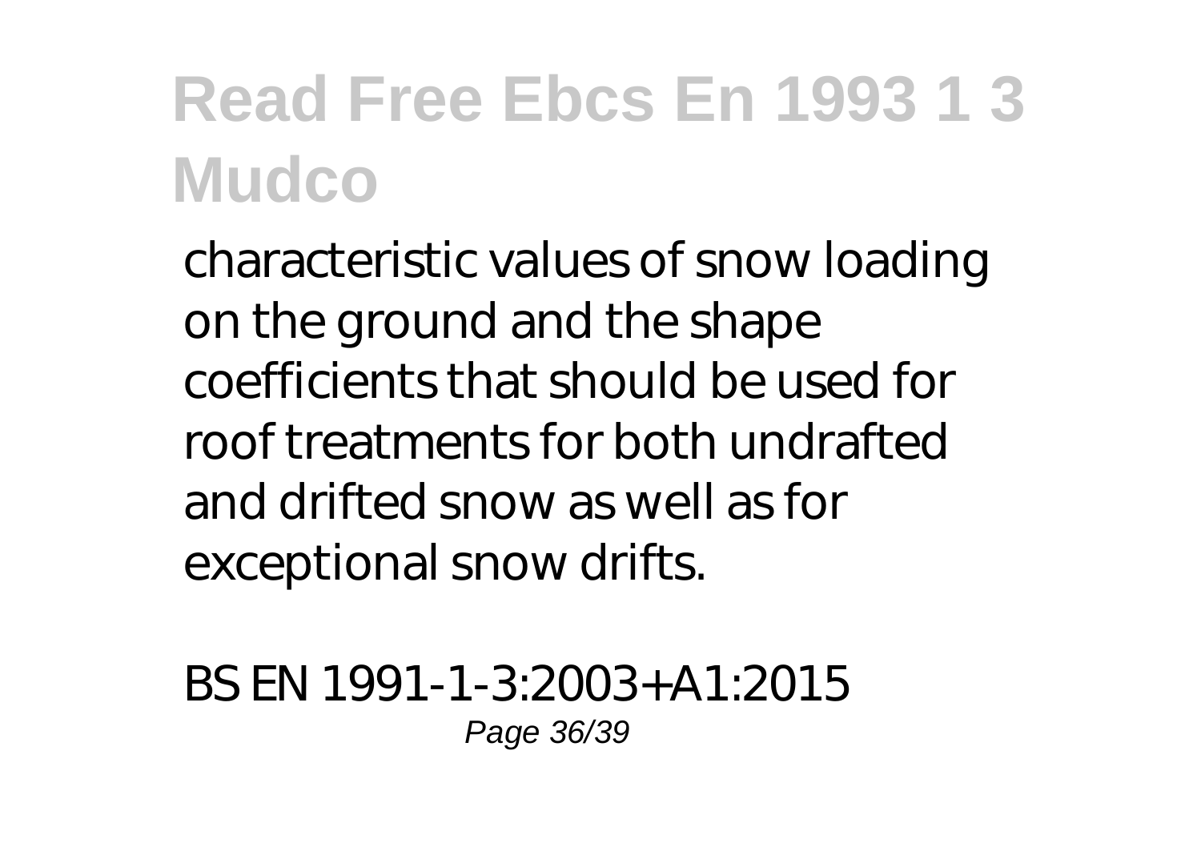characteristic values of snow loading on the ground and the shape coefficients that should be used for roof treatments for both undrafted and drifted snow as well as for exceptional snow drifts.

BS EN 1991-1-3:2003+A1:2015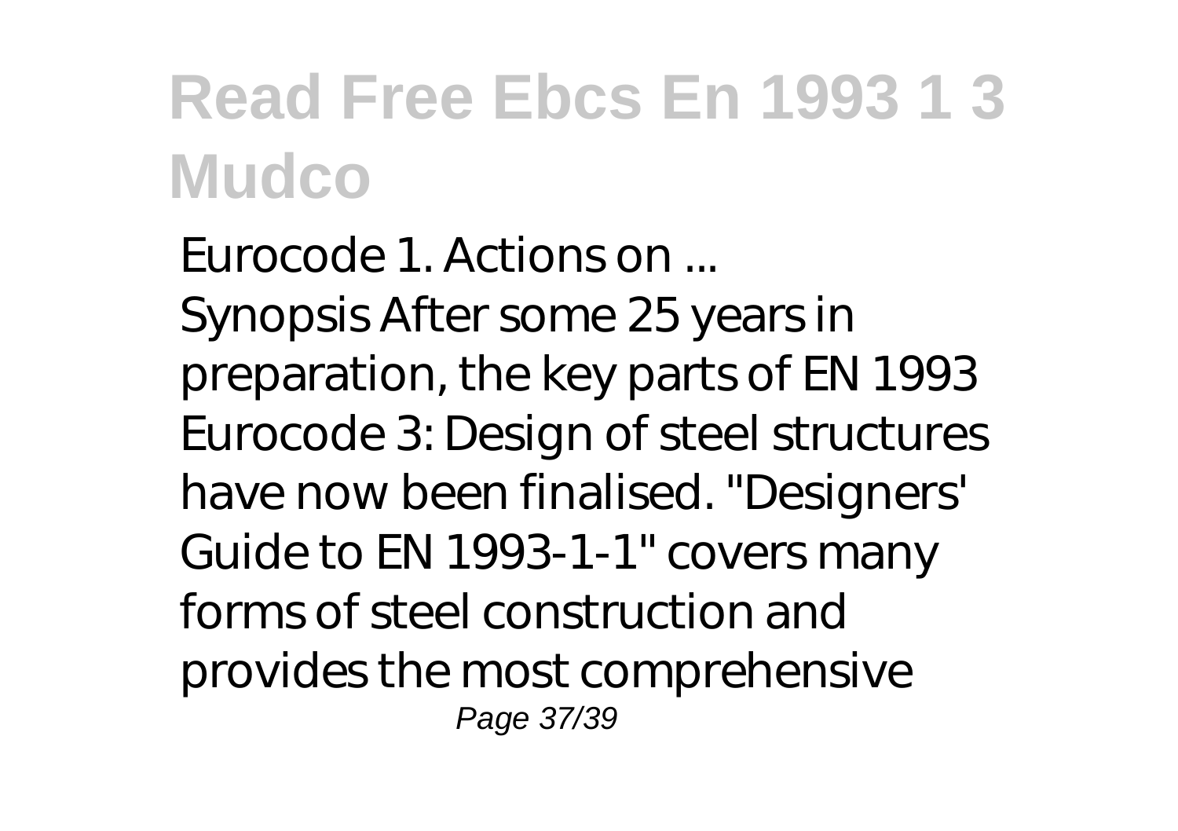# Read Free Ebcs En 1993 1 3 Mudco

Eurocode 1. Actions on ...

Synopsis After some 25 years in preparation, the key parts of EN 1993 Eurocode 3: Design of steel structures have now been finalised. "Designers' Guide to EN 1993-1-1" covers many forms of steel construction and provides the most comprehensive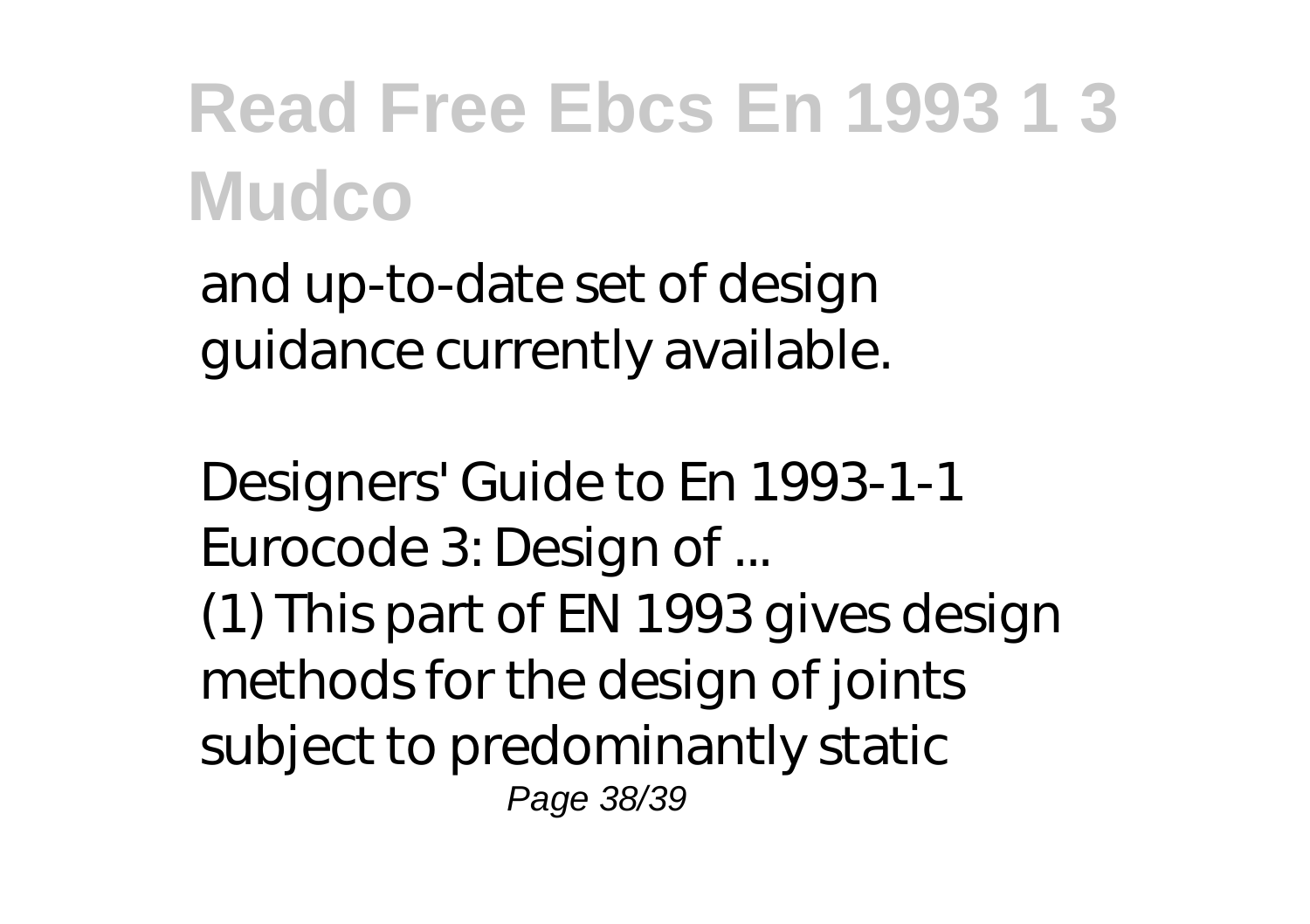and up-to-date set of design guidance currently available.

Designers' Guide to En 1993-1-1 Eurocode 3: Design of ...

(1) This part of EN 1993 gives design methods for the design of joints subject to predominantly static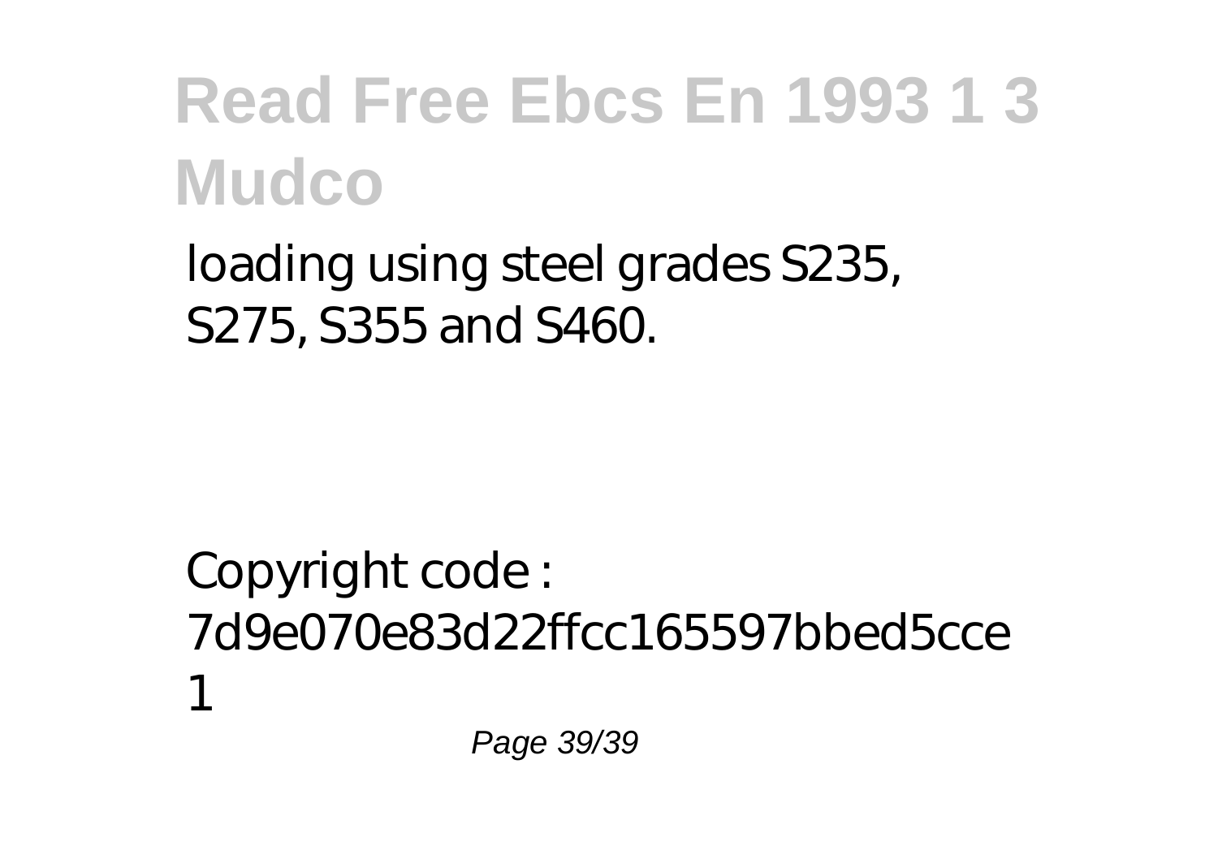loading using steel grades S235, S275, S355 and S460.

Copyright code : 7d9e070e83d22ffcc165597bbed5cce1